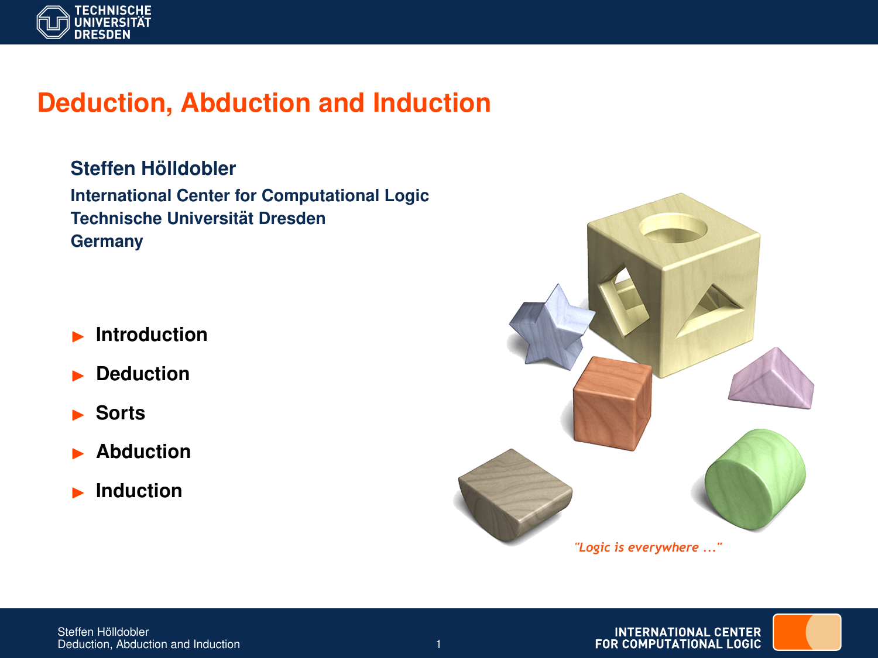# Deduction, Abduction and Induction

**Steffen Hölldobler**

**International Center for Computational Logic**
**Technische Universität Dresden**
**Germany**

- **Introduction**
- **Deduction**
- **Sorts**
- **Abduction**
- **Induction**

*"Logic is everywhere ..."*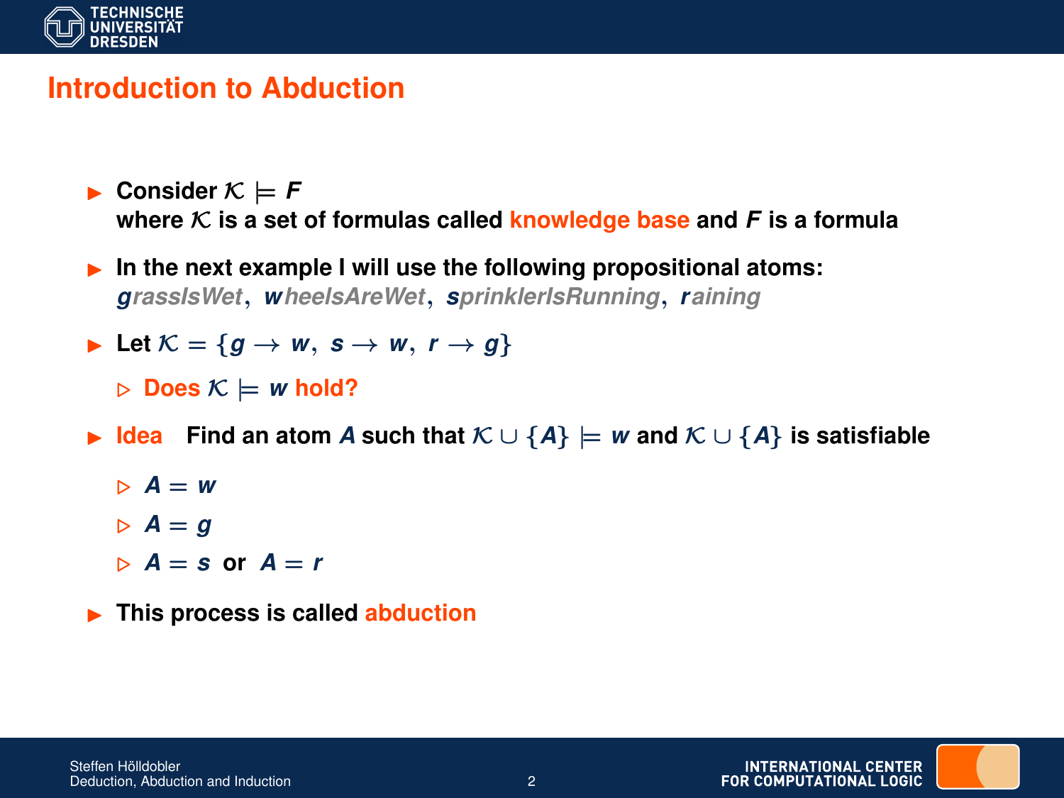# Introduction to Abduction

- **Consider $\mathcal{K} \models F$**
  **where $\mathcal{K}$ is a set of formulas called knowledge base and $F$ is a formula**

- **In the next example I will use the following propositional atoms:**
  ***grassIsWet, wheelsAreWet, sprinklerIsRunning, raining***

- **Let $\mathcal{K} = \{g \rightarrow w,\ s \rightarrow w,\ r \rightarrow g\}$**
  - **Does $\mathcal{K} \models w$ hold?**

- **Idea** **Find an atom $A$ such that $\mathcal{K} \cup \{A\} \models w$ and $\mathcal{K} \cup \{A\}$ is satisfiable**
  - $A = w$
  - $A = g$
  - $A = s$ **or** $A = r$

- **This process is called abduction**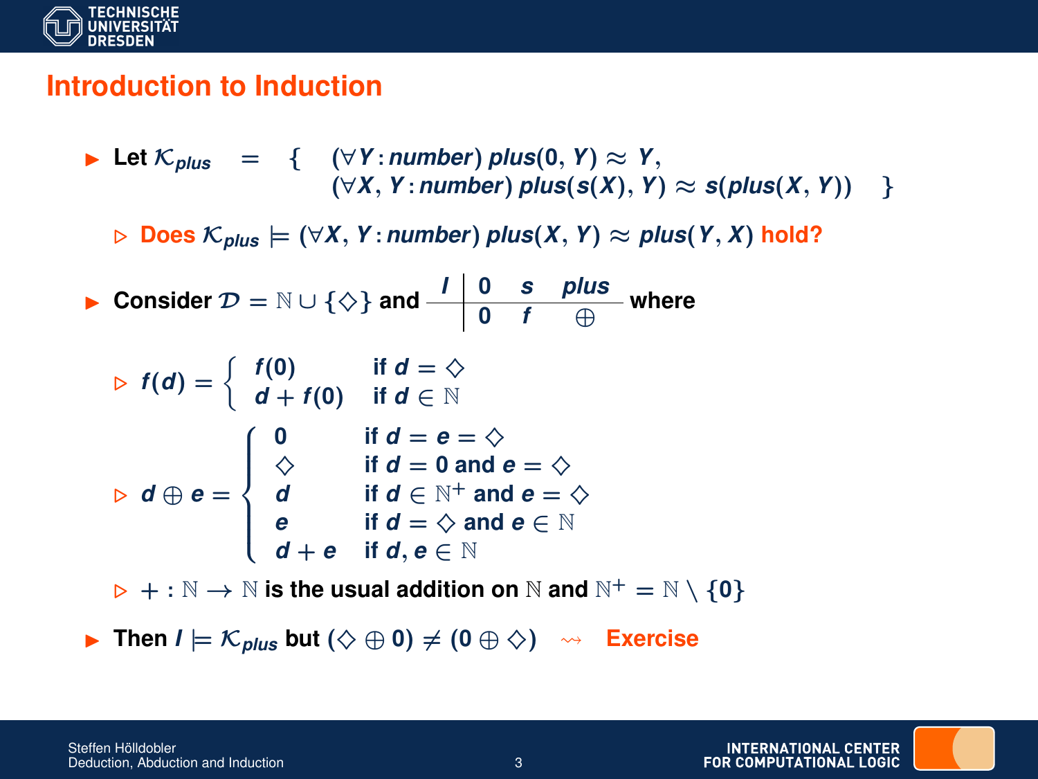## Introduction to Induction

- Let $\mathcal{K}_{plus} = \{ \; (\forall Y : number)\; plus(0, Y) \approx Y,$ $(\forall X, Y : number)\; plus(s(X), Y) \approx s(plus(X, Y)) \; \}$
  - **Does** $\mathcal{K}_{plus} \models (\forall X, Y : number)\; plus(X, Y) \approx plus(Y, X)$ **hold?**
- Consider $\mathcal{D} = \mathbb{N} \cup \{\diamond\}$ and

| $I$ | $0$ | $s$ | $plus$ |
|---|---|---|---|
| | $0$ | $f$ | $\oplus$ |

  where

  - $f(d) = \begin{cases} f(0) & \text{if } d = \diamond \\ d + f(0) & \text{if } d \in \mathbb{N} \end{cases}$
  - $d \oplus e = \begin{cases} 0 & \text{if } d = e = \diamond \\ \diamond & \text{if } d = 0 \text{ and } e = \diamond \\ d & \text{if } d \in \mathbb{N}^+ \text{ and } e = \diamond \\ e & \text{if } d = \diamond \text{ and } e \in \mathbb{N} \\ d + e & \text{if } d, e \in \mathbb{N} \end{cases}$
  - $+ : \mathbb{N} \rightarrow \mathbb{N}$ is the usual addition on $\mathbb{N}$ and $\mathbb{N}^+ = \mathbb{N} \setminus \{0\}$
- Then $I \models \mathcal{K}_{plus}$ but $(\diamond \oplus 0) \neq (0 \oplus \diamond)$ $\rightsquigarrow$ **Exercise**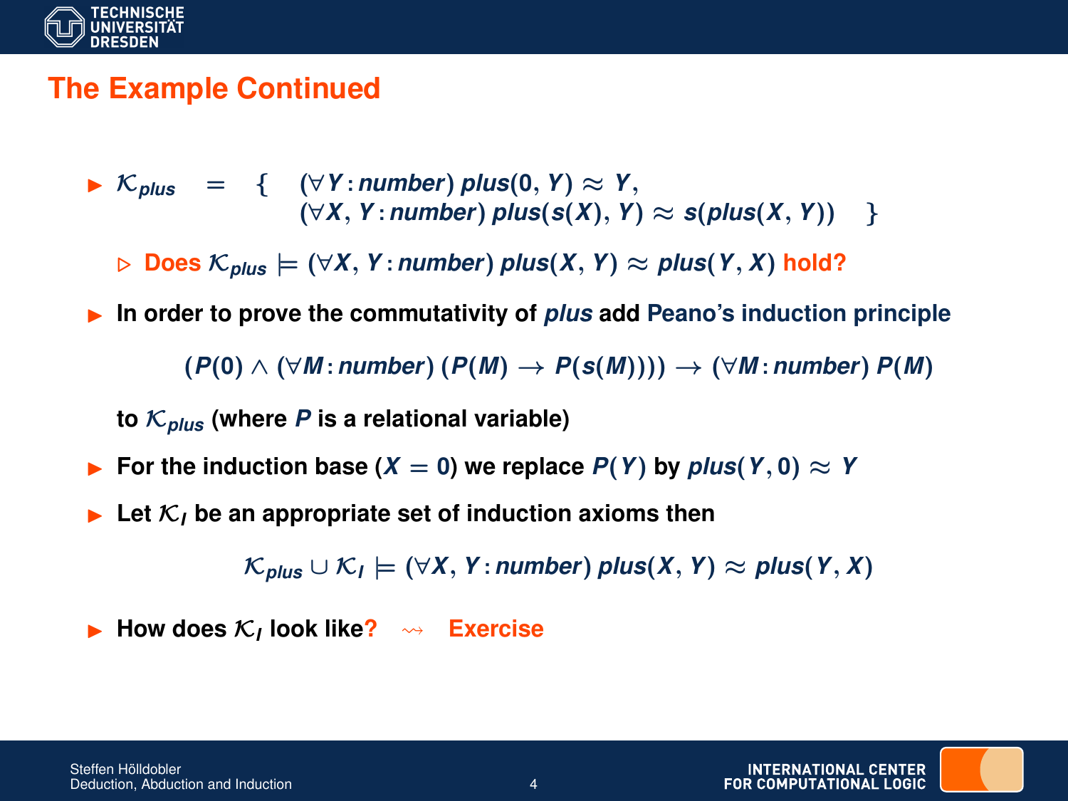# The Example Continued

- $\mathcal{K}_{plus} \;=\; \{ \;\; (\forall Y : number)\; plus(0, Y) \approx Y,$
  $\quad (\forall X, Y : number)\; plus(s(X), Y) \approx s(plus(X, Y)) \;\; \}$
  - Does $\mathcal{K}_{plus} \models (\forall X, Y : number)\; plus(X, Y) \approx plus(Y, X)$ hold?
- In order to prove the commutativity of *plus* add Peano's induction principle

$$(P(0) \wedge (\forall M : number)\; (P(M) \rightarrow P(s(M)))) \rightarrow (\forall M : number)\; P(M)$$

  to $\mathcal{K}_{plus}$ (where $P$ is a relational variable)

- For the induction base ($X = 0$) we replace $P(Y)$ by $plus(Y, 0) \approx Y$
- Let $\mathcal{K}_I$ be an appropriate set of induction axioms then

$$\mathcal{K}_{plus} \cup \mathcal{K}_I \models (\forall X, Y : number)\; plus(X, Y) \approx plus(Y, X)$$

- How does $\mathcal{K}_I$ look like? $\rightsquigarrow$ Exercise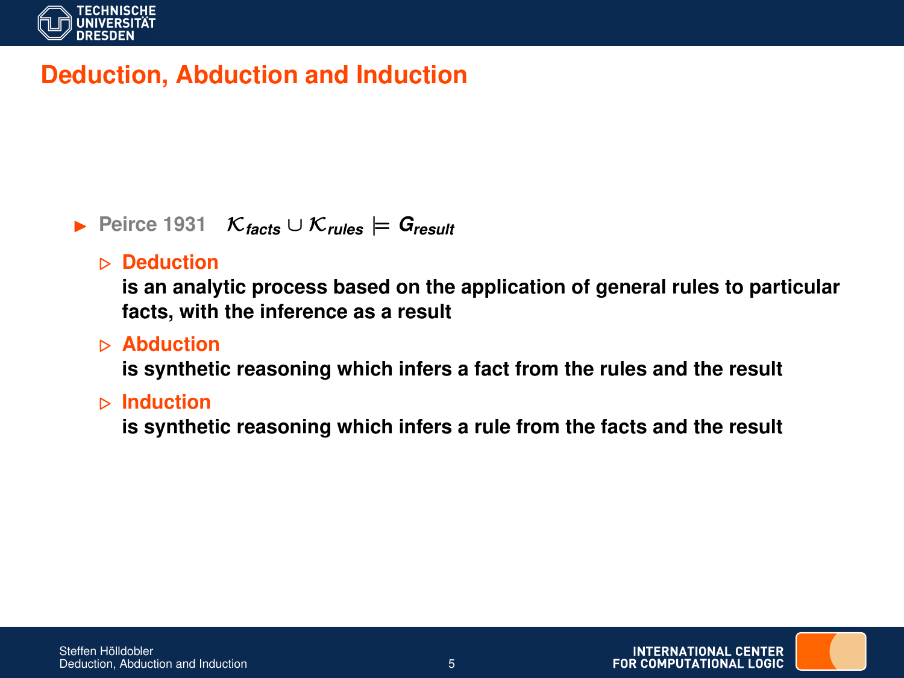# Deduction, Abduction and Induction

- Peirce 1931 $\mathcal{K}_{facts} \cup \mathcal{K}_{rules} \models G_{result}$
  - **Deduction**
    is an analytic process based on the application of general rules to particular facts, with the inference as a result
  - **Abduction**
    is synthetic reasoning which infers a fact from the rules and the result
  - **Induction**
    is synthetic reasoning which infers a rule from the facts and the result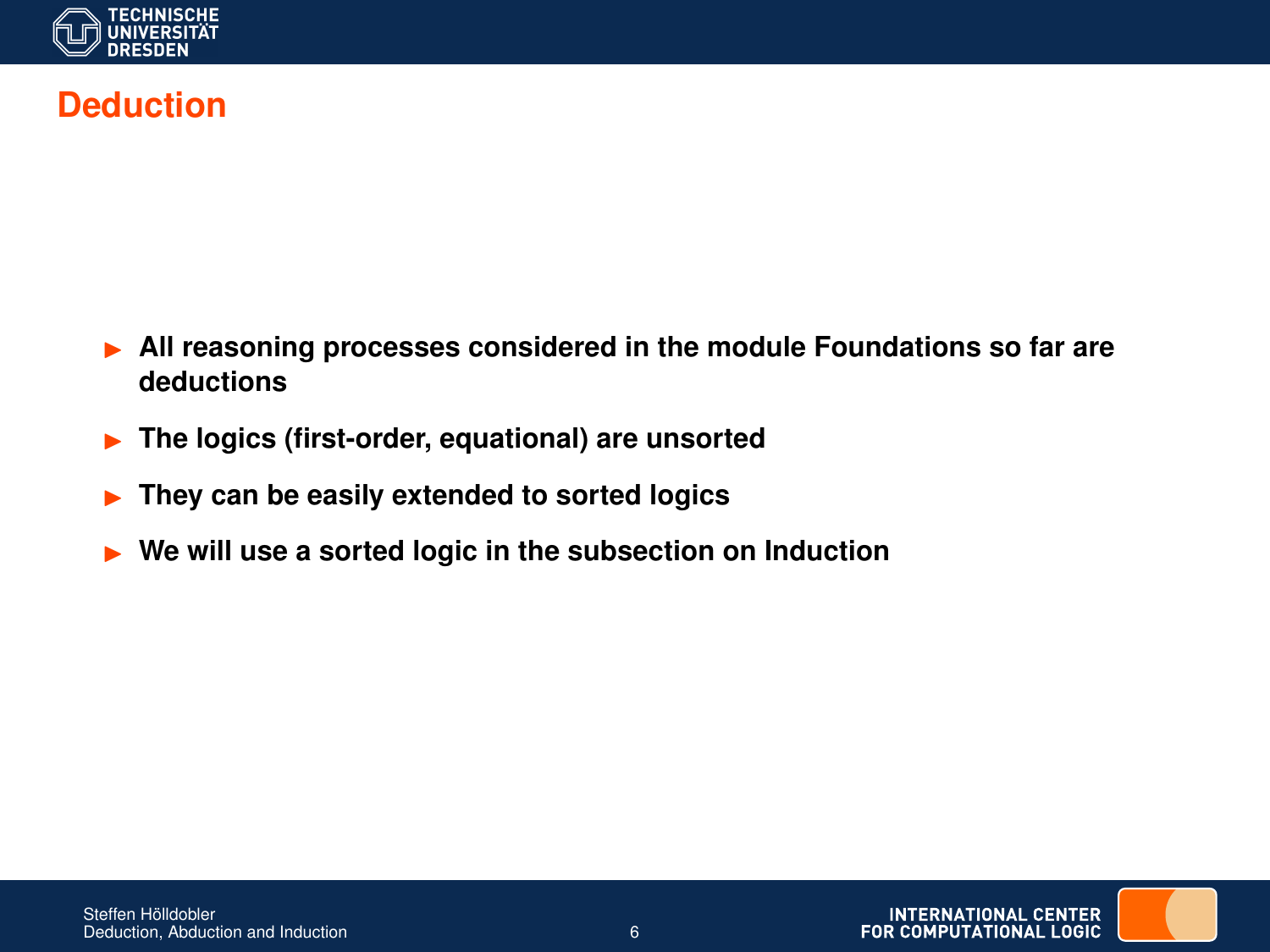# Deduction

- **All reasoning processes considered in the module Foundations so far are deductions**
- **The logics (first-order, equational) are unsorted**
- **They can be easily extended to sorted logics**
- **We will use a sorted logic in the subsection on Induction**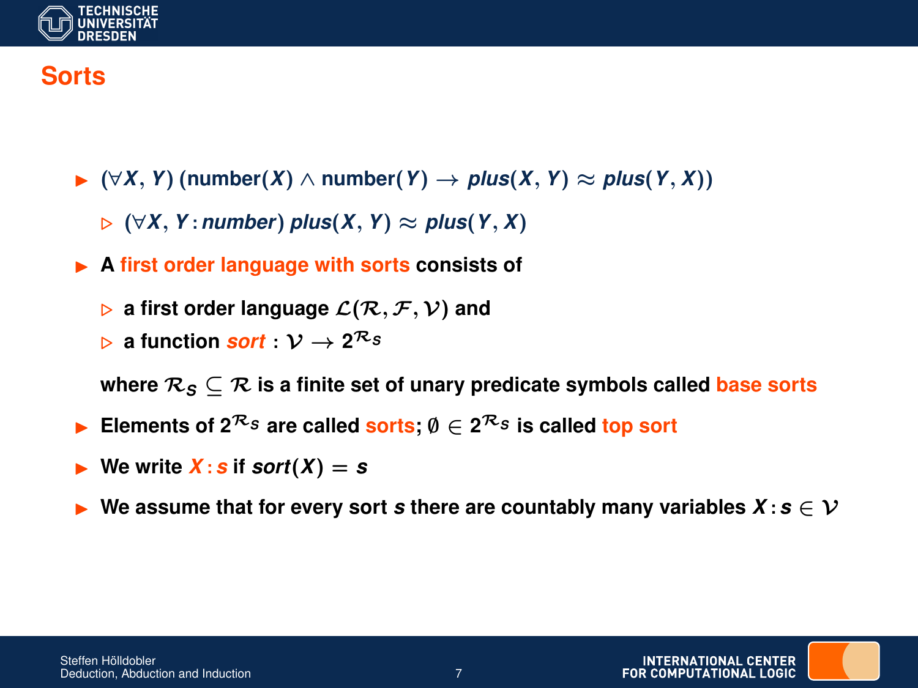# Sorts

- $(\forall X, Y)\,(\text{number}(X) \wedge \text{number}(Y) \rightarrow plus(X, Y) \approx plus(Y, X))$
  - $(\forall X, Y : number)\; plus(X, Y) \approx plus(Y, X)$
- A **first order language with sorts** consists of
  - a first order language $\mathcal{L}(\mathcal{R}, \mathcal{F}, \mathcal{V})$ and
  - a function $sort : \mathcal{V} \rightarrow 2^{\mathcal{R}_S}$

  where $\mathcal{R}_S \subseteq \mathcal{R}$ is a finite set of unary predicate symbols called **base sorts**
- Elements of $2^{\mathcal{R}_S}$ are called **sorts**; $\emptyset \in 2^{\mathcal{R}_S}$ is called **top sort**
- We write $X : s$ if $sort(X) = s$
- We assume that for every sort $s$ there are countably many variables $X : s \in \mathcal{V}$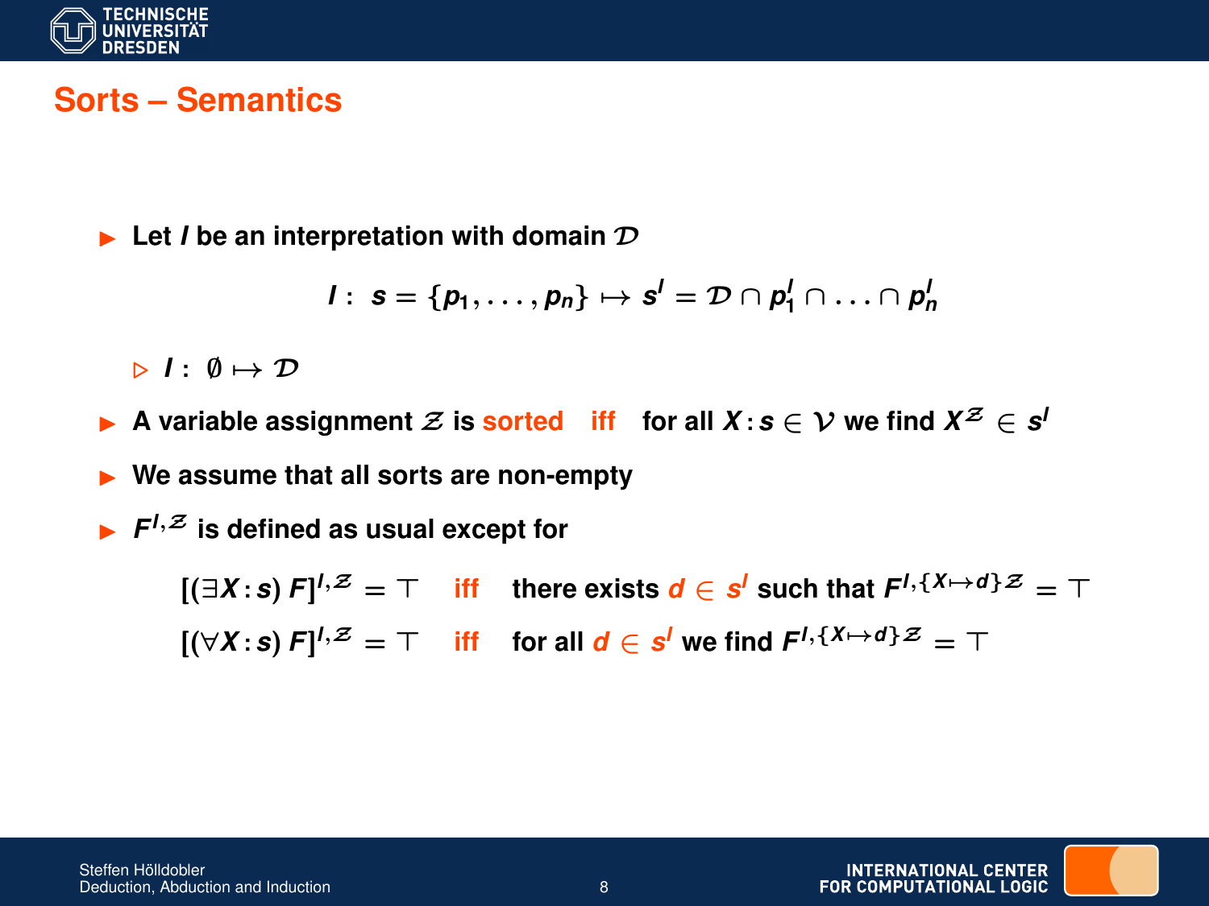## Sorts – Semantics

- Let $I$ be an interpretation with domain $\mathcal{D}$

$$I: \; s = \{p_1, \ldots, p_n\} \mapsto s^I = \mathcal{D} \cap p_1^I \cap \ldots \cap p_n^I$$

  - $I: \; \emptyset \mapsto \mathcal{D}$

- A variable assignment $\mathcal{Z}$ is sorted iff for all $X : s \in \mathcal{V}$ we find $X^{\mathcal{Z}} \in s^I$
- We assume that all sorts are non-empty
- $F^{I,\mathcal{Z}}$ is defined as usual except for

$$[(\exists X : s) \; F]^{I,\mathcal{Z}} = \top \quad \text{iff} \quad \text{there exists } d \in s^I \text{ such that } F^{I,\{X \mapsto d\}\mathcal{Z}} = \top$$

$$[(\forall X : s) \; F]^{I,\mathcal{Z}} = \top \quad \text{iff} \quad \text{for all } d \in s^I \text{ we find } F^{I,\{X \mapsto d\}\mathcal{Z}} = \top$$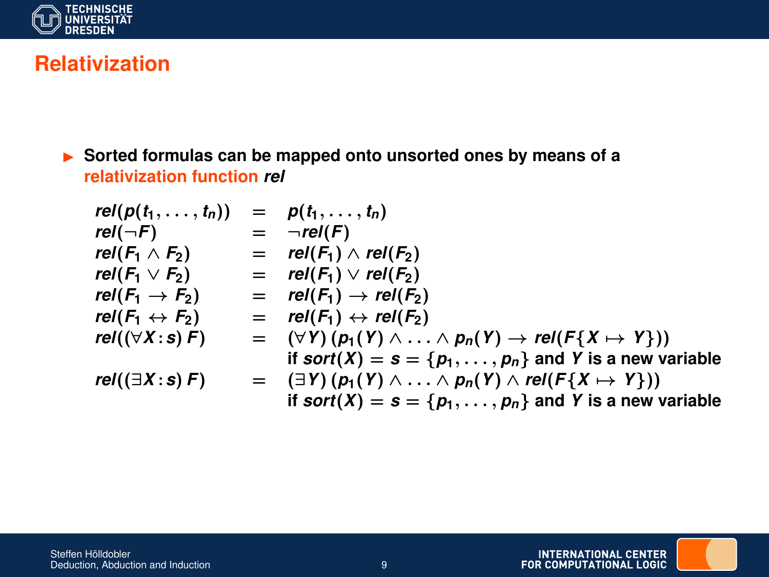# Relativization

- Sorted formulas can be mapped onto unsorted ones by means of a relativization function *rel*

$$
\begin{array}{lcl}
rel(p(t_1, \ldots, t_n)) & = & p(t_1, \ldots, t_n) \\
rel(\neg F) & = & \neg rel(F) \\
rel(F_1 \wedge F_2) & = & rel(F_1) \wedge rel(F_2) \\
rel(F_1 \vee F_2) & = & rel(F_1) \vee rel(F_2) \\
rel(F_1 \rightarrow F_2) & = & rel(F_1) \rightarrow rel(F_2) \\
rel(F_1 \leftrightarrow F_2) & = & rel(F_1) \leftrightarrow rel(F_2) \\
rel((\forall X : s)\, F) & = & (\forall Y)\, (p_1(Y) \wedge \ldots \wedge p_n(Y) \rightarrow rel(F\{X \mapsto Y\})) \\
 & & \text{if } sort(X) = s = \{p_1, \ldots, p_n\} \text{ and } Y \text{ is a new variable} \\
rel((\exists X : s)\, F) & = & (\exists Y)\, (p_1(Y) \wedge \ldots \wedge p_n(Y) \wedge rel(F\{X \mapsto Y\})) \\
 & & \text{if } sort(X) = s = \{p_1, \ldots, p_n\} \text{ and } Y \text{ is a new variable}
\end{array}
$$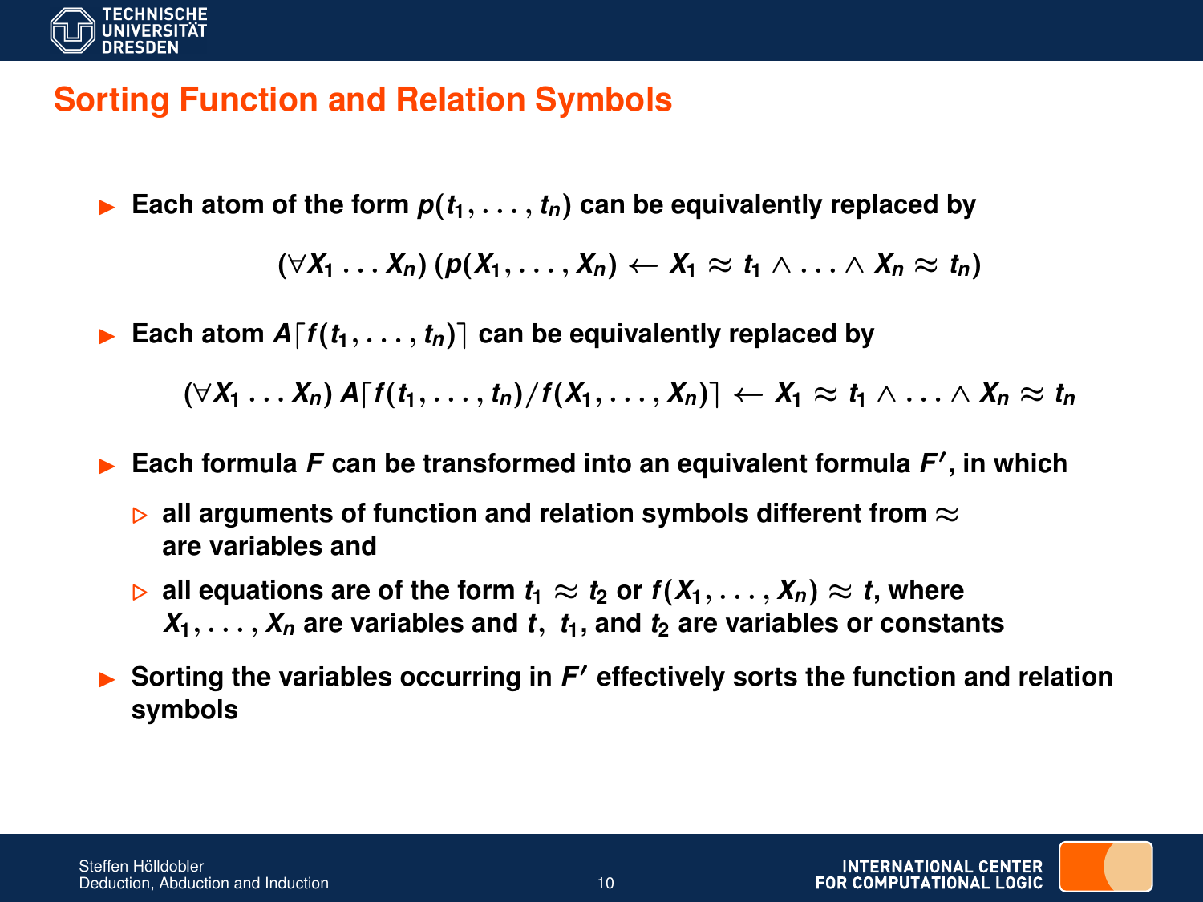# Sorting Function and Relation Symbols

- Each atom of the form $p(t_1, \ldots, t_n)$ can be equivalently replaced by

$$(\forall X_1 \ldots X_n)\,(p(X_1, \ldots, X_n) \leftarrow X_1 \approx t_1 \wedge \ldots \wedge X_n \approx t_n)$$

- Each atom $A\lceil f(t_1, \ldots, t_n)\rceil$ can be equivalently replaced by

$$(\forall X_1 \ldots X_n)\, A\lceil f(t_1, \ldots, t_n)/f(X_1, \ldots, X_n)\rceil \leftarrow X_1 \approx t_1 \wedge \ldots \wedge X_n \approx t_n$$

- Each formula $F$ can be transformed into an equivalent formula $F'$, in which
  - all arguments of function and relation symbols different from $\approx$ are variables and
  - all equations are of the form $t_1 \approx t_2$ or $f(X_1, \ldots, X_n) \approx t$, where $X_1, \ldots, X_n$ are variables and $t$, $t_1$, and $t_2$ are variables or constants
- Sorting the variables occurring in $F'$ effectively sorts the function and relation symbols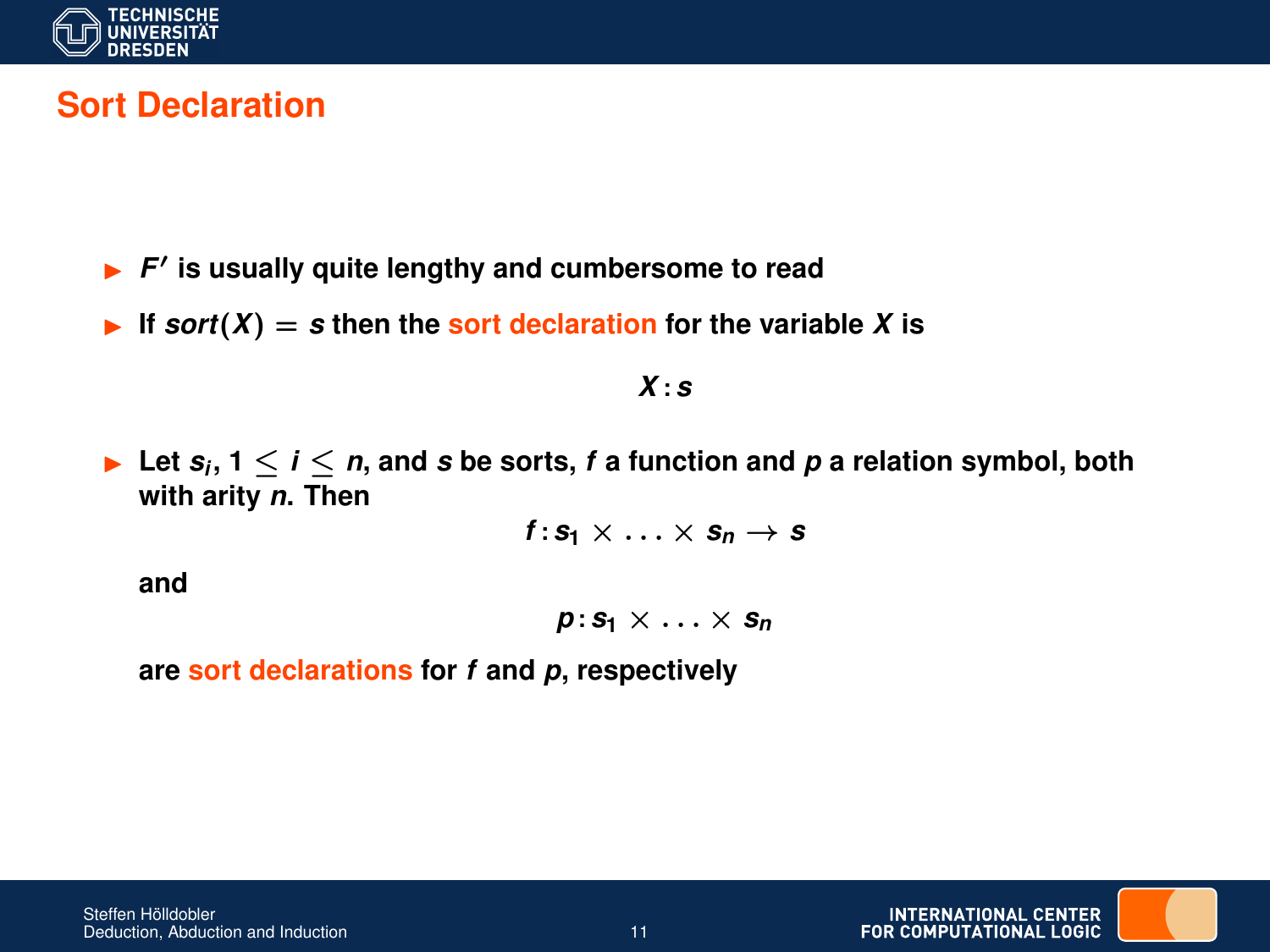# Sort Declaration

- $F'$ is usually quite lengthy and cumbersome to read
- If $sort(X) = s$ then the sort declaration for the variable $X$ is

$$X : s$$

- Let $s_i$, $1 \leq i \leq n$, and $s$ be sorts, $f$ a function and $p$ a relation symbol, both with arity $n$. Then

$$f : s_1 \times \ldots \times s_n \rightarrow s$$

  and

$$p : s_1 \times \ldots \times s_n$$

  are sort declarations for $f$ and $p$, respectively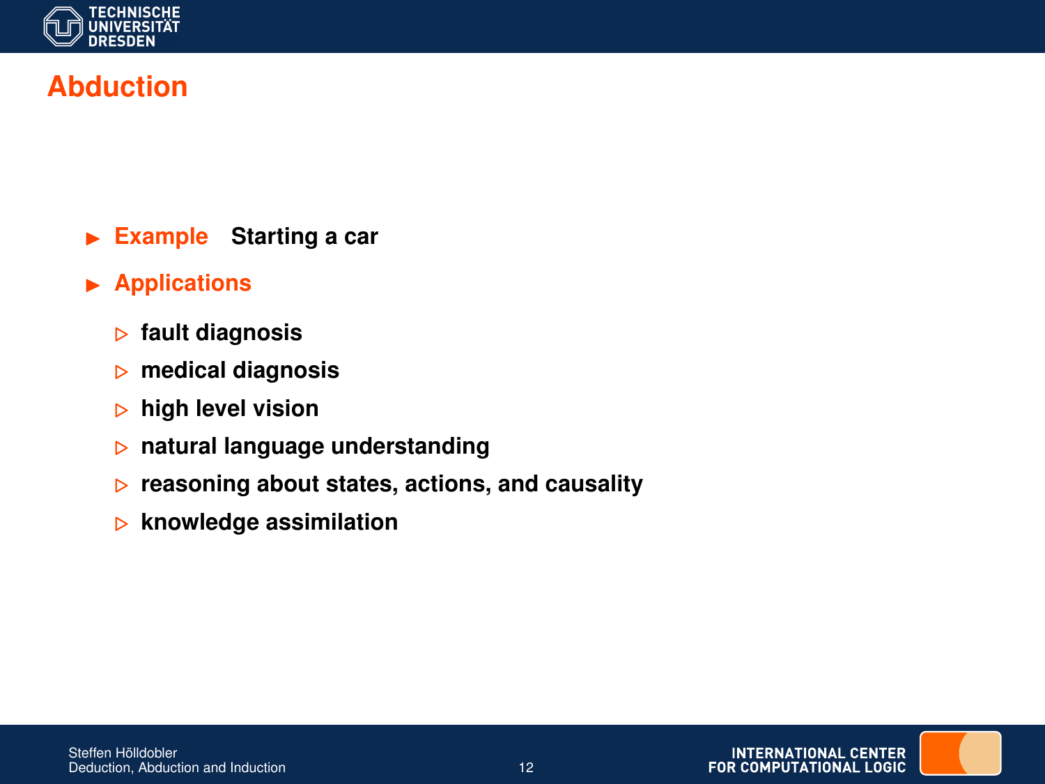# Abduction

- **Example** Starting a car
- **Applications**
  - fault diagnosis
  - medical diagnosis
  - high level vision
  - natural language understanding
  - reasoning about states, actions, and causality
  - knowledge assimilation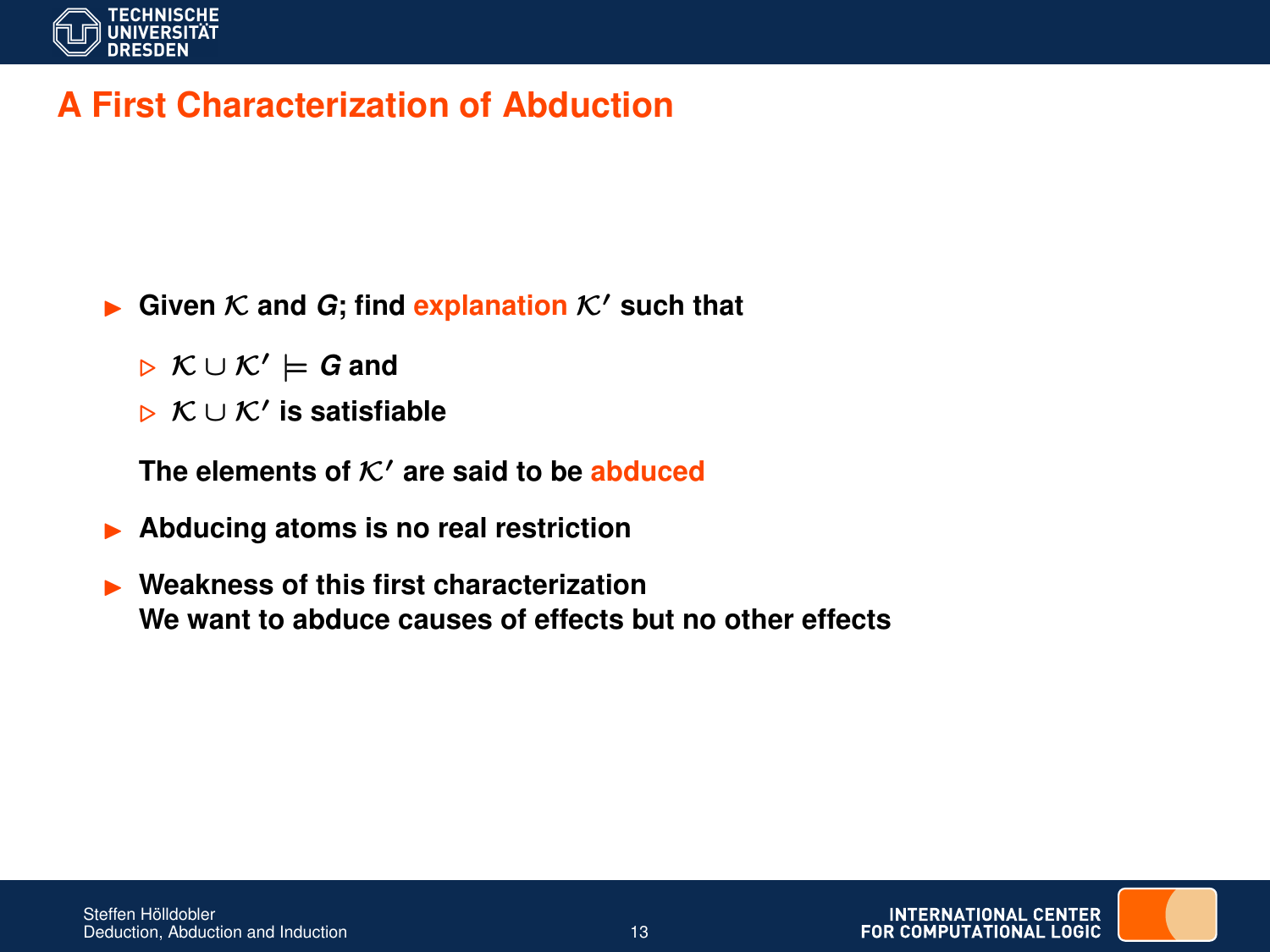# A First Characterization of Abduction

- **Given $\mathcal{K}$ and $G$; find explanation $\mathcal{K}'$ such that**
  - $\mathcal{K} \cup \mathcal{K}' \models G$ **and**
  - $\mathcal{K} \cup \mathcal{K}'$ **is satisfiable**

  **The elements of $\mathcal{K}'$ are said to be abduced**

- **Abducing atoms is no real restriction**

- **Weakness of this first characterization**
  **We want to abduce causes of effects but no other effects**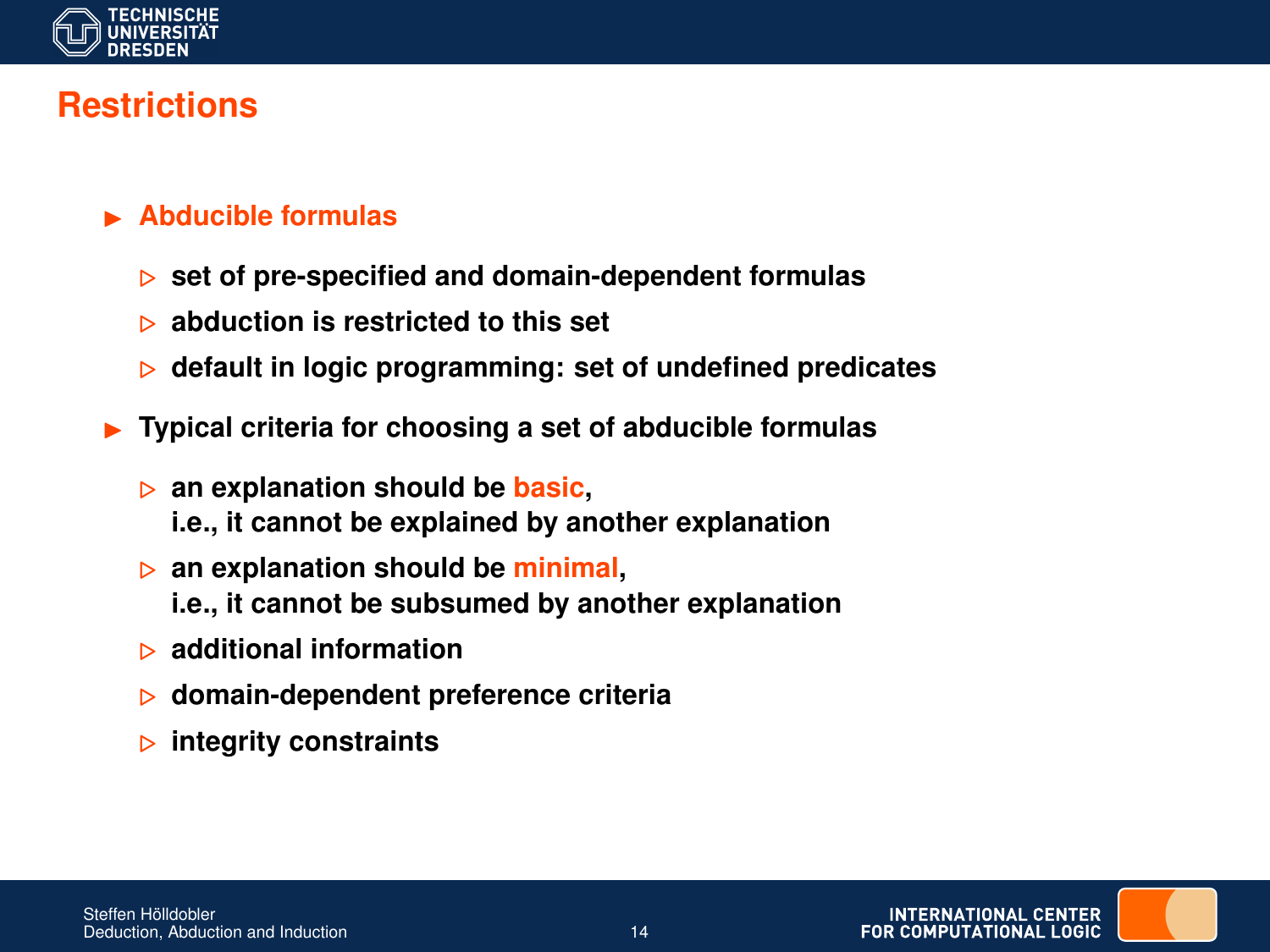# Restrictions

- **Abducible formulas**
  - set of pre-specified and domain-dependent formulas
  - abduction is restricted to this set
  - default in logic programming: set of undefined predicates
- **Typical criteria for choosing a set of abducible formulas**
  - an explanation should be **basic**,
    i.e., it cannot be explained by another explanation
  - an explanation should be **minimal**,
    i.e., it cannot be subsumed by another explanation
  - additional information
  - domain-dependent preference criteria
  - integrity constraints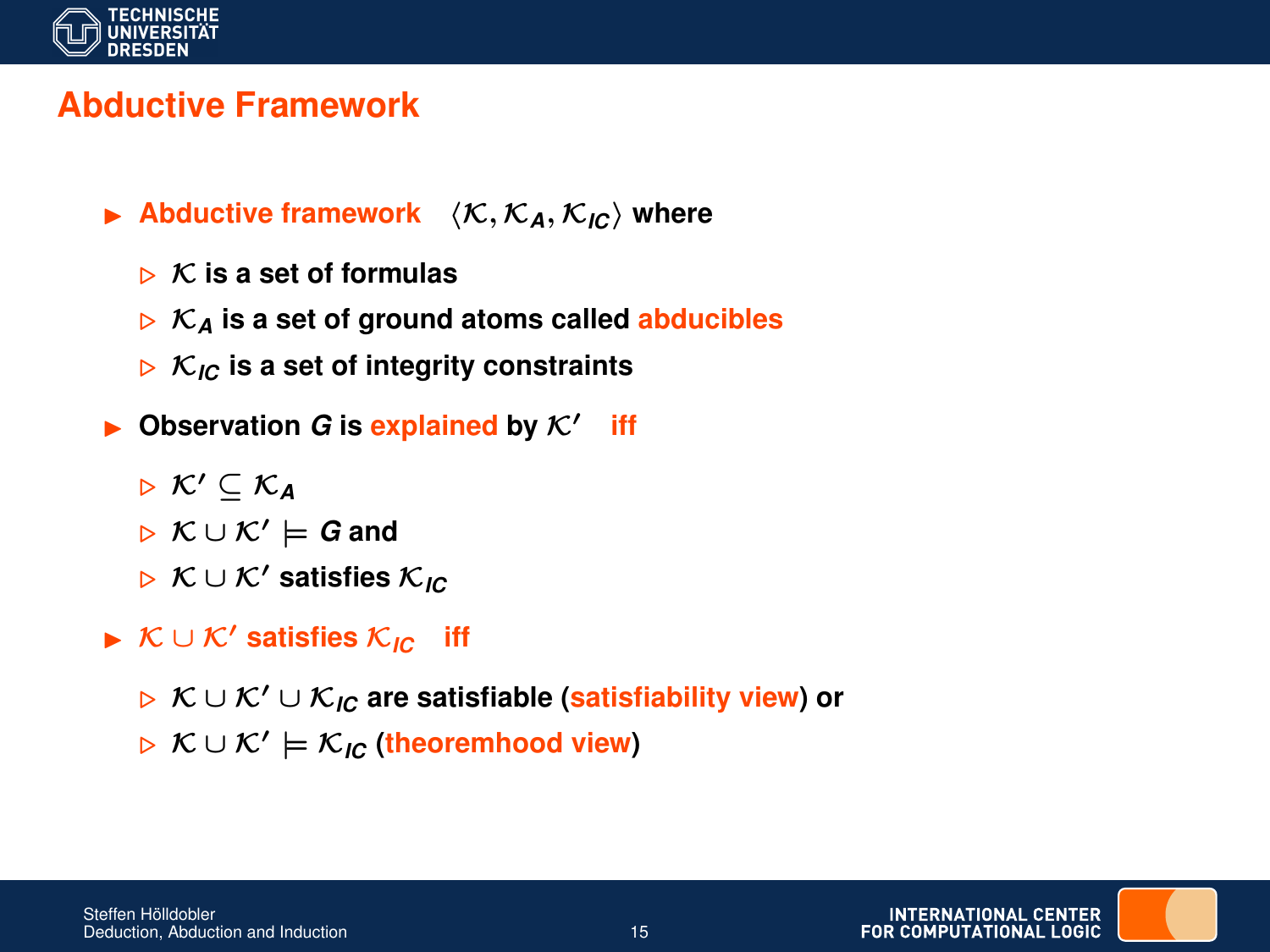# Abductive Framework

- **Abductive framework** $\langle \mathcal{K}, \mathcal{K}_A, \mathcal{K}_{IC} \rangle$ where
  - $\mathcal{K}$ is a set of formulas
  - $\mathcal{K}_A$ is a set of ground atoms called **abducibles**
  - $\mathcal{K}_{IC}$ is a set of integrity constraints
- Observation $G$ is **explained** by $\mathcal{K}'$ **iff**
  - $\mathcal{K}' \subseteq \mathcal{K}_A$
  - $\mathcal{K} \cup \mathcal{K}' \models G$ and
  - $\mathcal{K} \cup \mathcal{K}'$ satisfies $\mathcal{K}_{IC}$
- **$\mathcal{K} \cup \mathcal{K}'$ satisfies $\mathcal{K}_{IC}$ iff**
  - $\mathcal{K} \cup \mathcal{K}' \cup \mathcal{K}_{IC}$ are satisfiable (**satisfiability view**) or
  - $\mathcal{K} \cup \mathcal{K}' \models \mathcal{K}_{IC}$ (**theoremhood view**)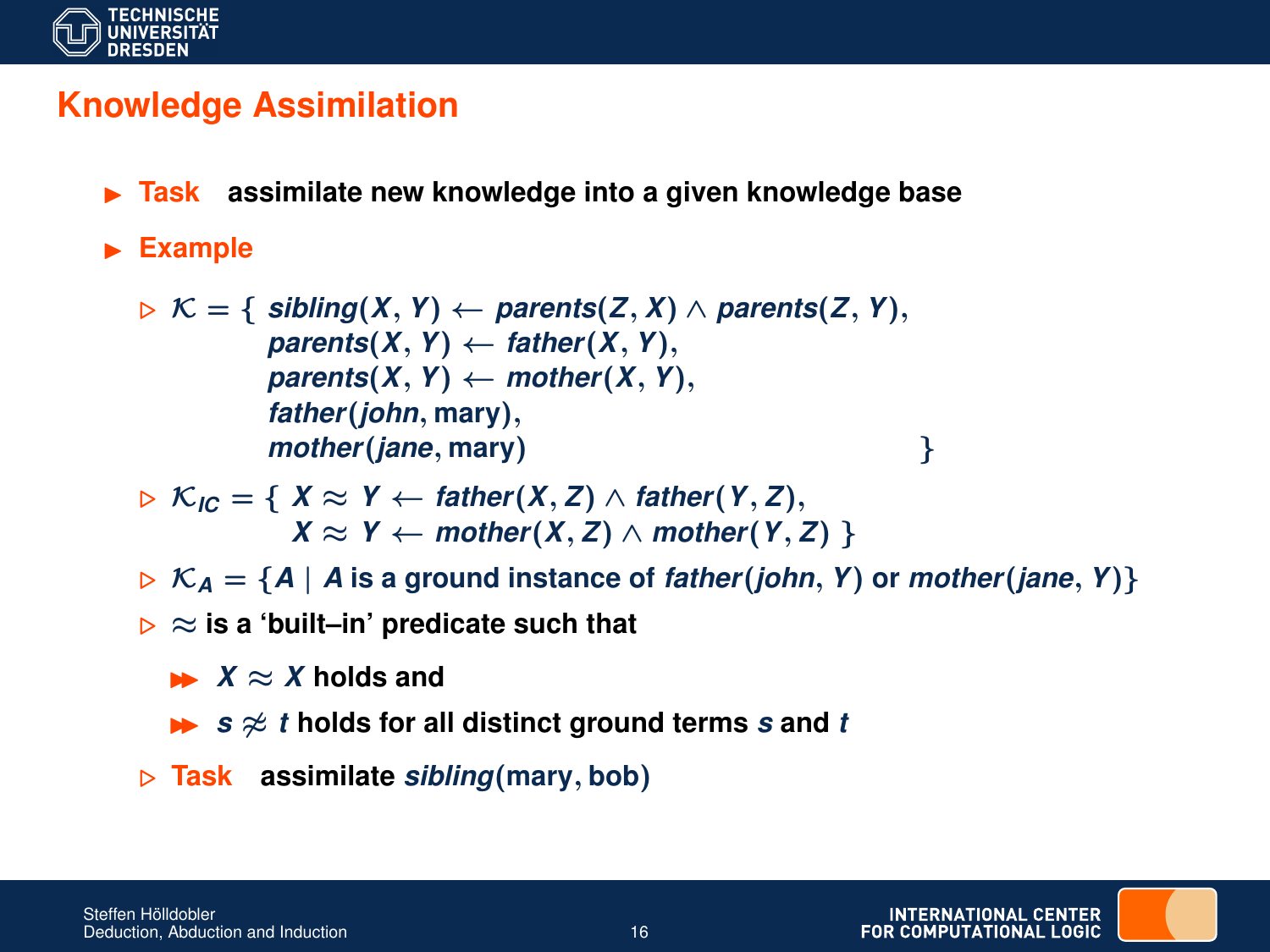# Knowledge Assimilation

- **Task** assimilate new knowledge into a given knowledge base
- **Example**
  - $\mathcal{K} = \{\ sibling(X, Y) \leftarrow parents(Z, X) \wedge parents(Z, Y),$
    $parents(X, Y) \leftarrow father(X, Y),$
    $parents(X, Y) \leftarrow mother(X, Y),$
    $father(john, \text{mary}),$
    $mother(jane, \text{mary})\ \}$
  - $\mathcal{K}_{IC} = \{\ X \approx Y \leftarrow father(X, Z) \wedge father(Y, Z),$
    $X \approx Y \leftarrow mother(X, Z) \wedge mother(Y, Z)\ \}$
  - $\mathcal{K}_A = \{A \mid A$ is a ground instance of $father(john, Y)$ or $mother(jane, Y)\}$
  - $\approx$ is a 'built–in' predicate such that
    - $X \approx X$ holds and
    - $s \not\approx t$ holds for all distinct ground terms $s$ and $t$
  - **Task** assimilate $sibling(\text{mary}, \text{bob})$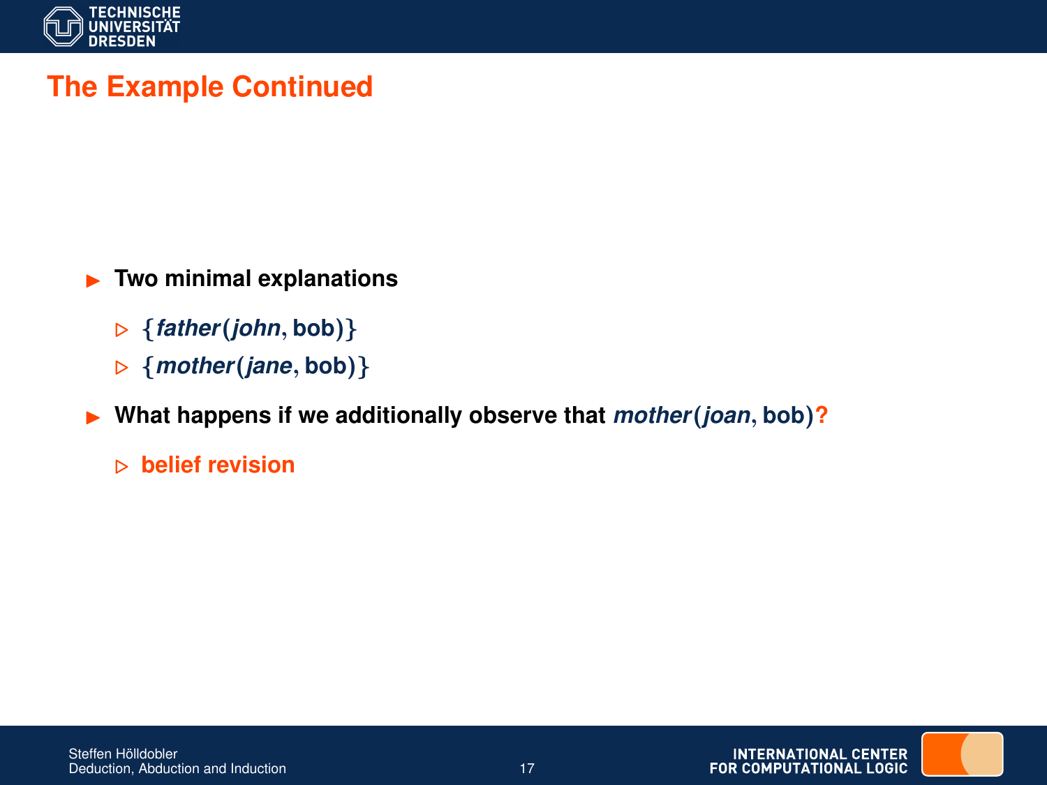## The Example Continued

- **Two minimal explanations**
  - $\{father(john, \text{bob})\}$
  - $\{mother(jane, \text{bob})\}$
- **What happens if we additionally observe that $mother(joan, \text{bob})$?**
  - **belief revision**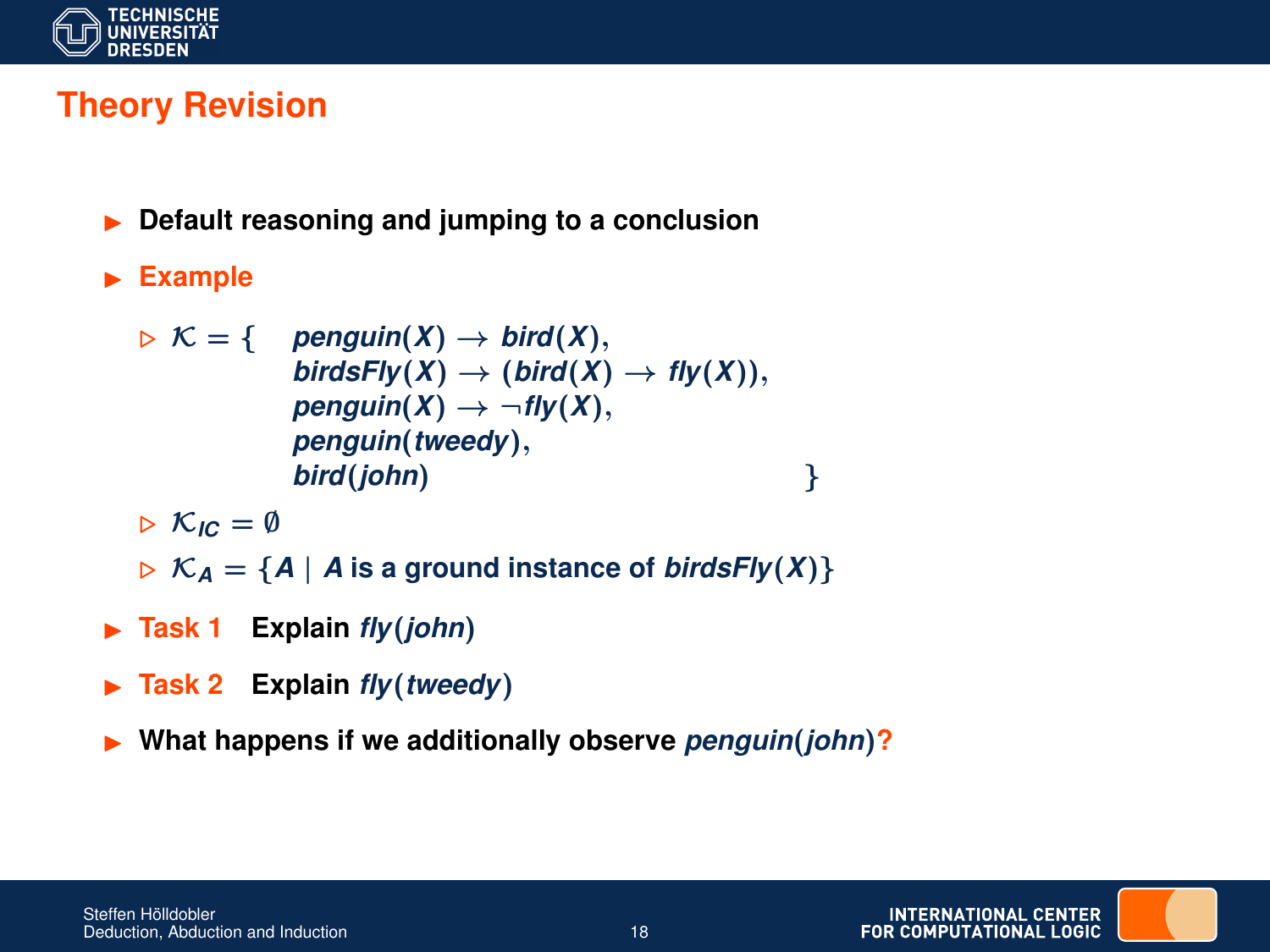# Theory Revision

- **Default reasoning and jumping to a conclusion**
- **Example**
  - $\mathcal{K} = \{ \; penguin(X) \rightarrow bird(X),$
    $birdsFly(X) \rightarrow (bird(X) \rightarrow fly(X)),$
    $penguin(X) \rightarrow \neg fly(X),$
    $penguin(tweedy),$
    $bird(john) \; \}$
  - $\mathcal{K}_{IC} = \emptyset$
  - $\mathcal{K}_A = \{A \mid A$ is a ground instance of $birdsFly(X)\}$
- **Task 1** Explain $fly(john)$
- **Task 2** Explain $fly(tweedy)$
- **What happens if we additionally observe $penguin(john)$?**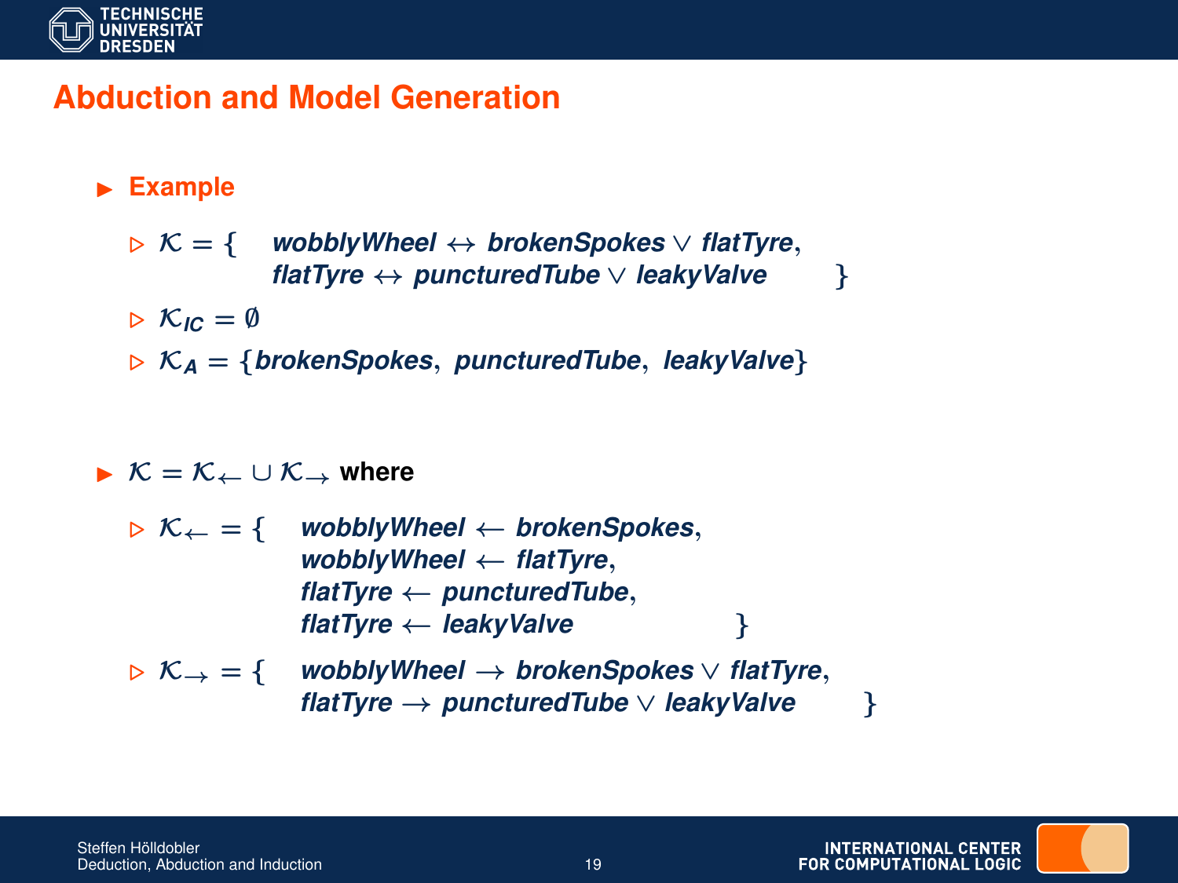## Abduction and Model Generation

- **Example**
  - $\mathcal{K} = \{ \; \mathit{wobblyWheel} \leftrightarrow \mathit{brokenSpokes} \vee \mathit{flatTyre}, \; \mathit{flatTyre} \leftrightarrow \mathit{puncturedTube} \vee \mathit{leakyValve} \; \}$
  - $\mathcal{K}_{IC} = \emptyset$
  - $\mathcal{K}_A = \{\mathit{brokenSpokes}, \; \mathit{puncturedTube}, \; \mathit{leakyValve}\}$

- $\mathcal{K} = \mathcal{K}_{\leftarrow} \cup \mathcal{K}_{\rightarrow}$ **where**
  - $\mathcal{K}_{\leftarrow} = \{ \; \mathit{wobblyWheel} \leftarrow \mathit{brokenSpokes}, \; \mathit{wobblyWheel} \leftarrow \mathit{flatTyre}, \; \mathit{flatTyre} \leftarrow \mathit{puncturedTube}, \; \mathit{flatTyre} \leftarrow \mathit{leakyValve} \; \}$
  - $\mathcal{K}_{\rightarrow} = \{ \; \mathit{wobblyWheel} \rightarrow \mathit{brokenSpokes} \vee \mathit{flatTyre}, \; \mathit{flatTyre} \rightarrow \mathit{puncturedTube} \vee \mathit{leakyValve} \; \}$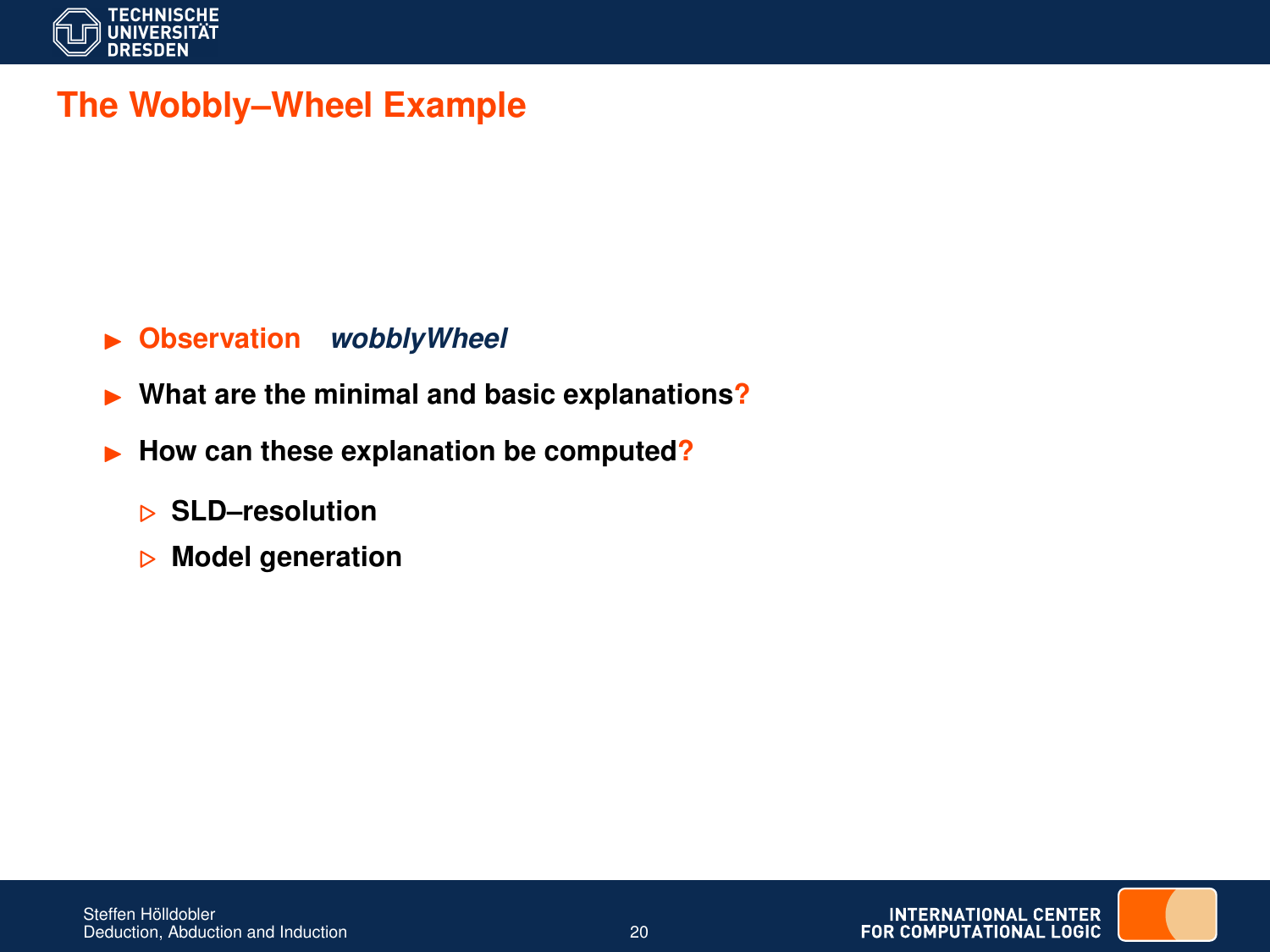# The Wobbly–Wheel Example

- **Observation** ***wobblyWheel***
- **What are the minimal and basic explanations?**
- **How can these explanation be computed?**
  - **SLD–resolution**
  - **Model generation**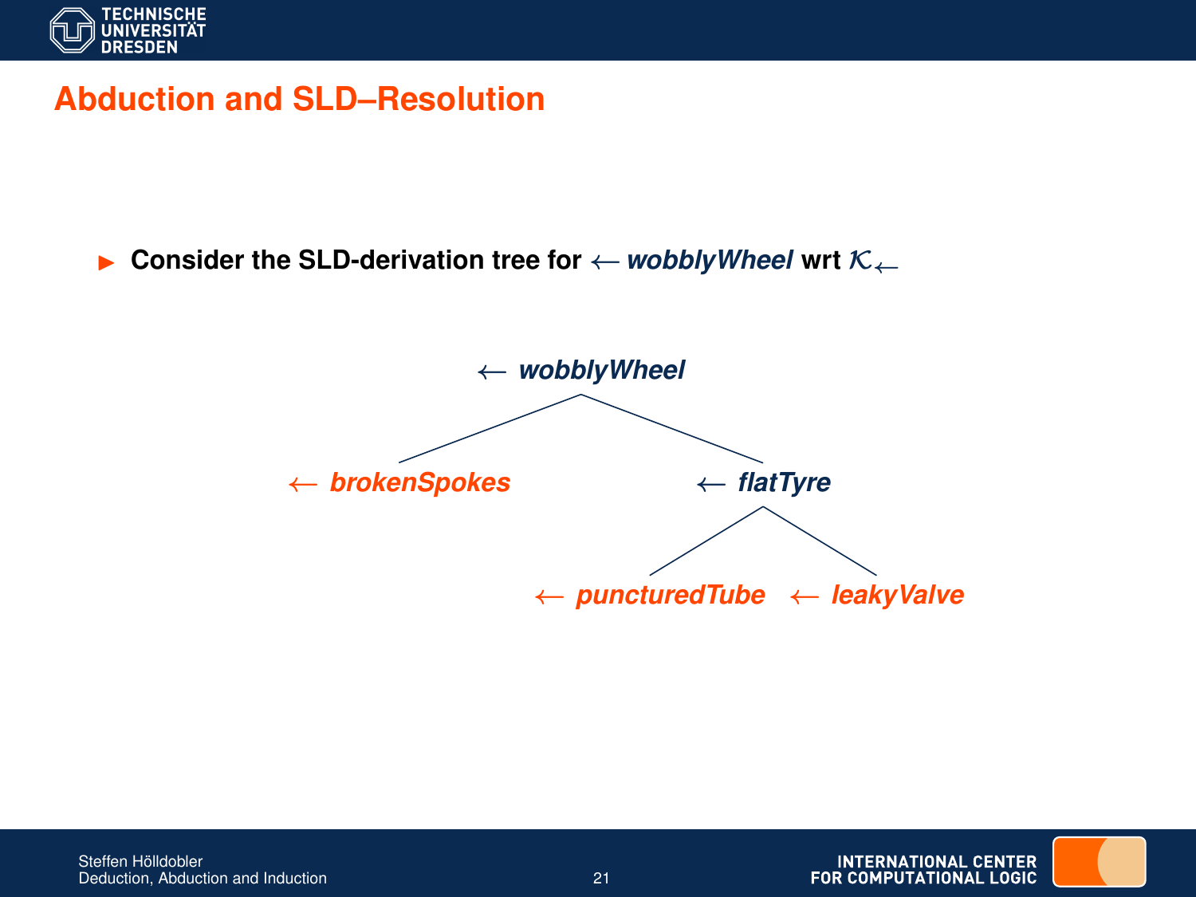# Abduction and SLD–Resolution

- **Consider the SLD-derivation tree for $\leftarrow$ *wobblyWheel* wrt $\mathcal{K}_{\leftarrow}$**

$\leftarrow$ *wobblyWheel*

- $\leftarrow$ *brokenSpokes*
- $\leftarrow$ *flatTyre*
  - $\leftarrow$ *puncturedTube*
  - $\leftarrow$ *leakyValve*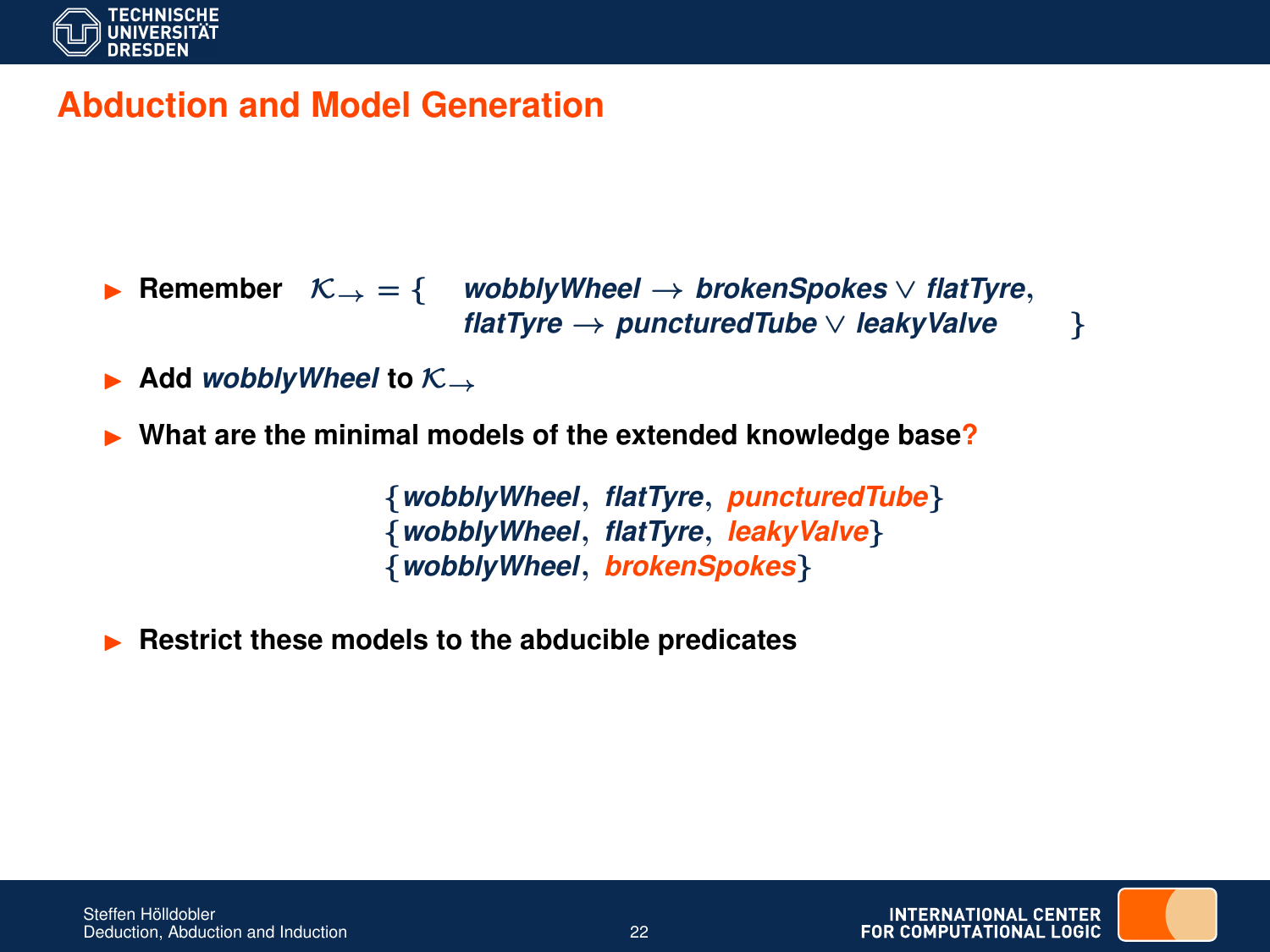## Abduction and Model Generation

- **Remember** $\mathcal{K}_{\rightarrow} = \{ \; \textit{wobblyWheel} \rightarrow \textit{brokenSpokes} \vee \textit{flatTyre}, \; \textit{flatTyre} \rightarrow \textit{puncturedTube} \vee \textit{leakyValve} \; \}$
- **Add** ***wobblyWheel*** **to** $\mathcal{K}_{\rightarrow}$
- **What are the minimal models of the extended knowledge base?**

$$\{\textit{wobblyWheel}, \; \textit{flatTyre}, \; \textit{puncturedTube}\}$$
$$\{\textit{wobblyWheel}, \; \textit{flatTyre}, \; \textit{leakyValve}\}$$
$$\{\textit{wobblyWheel}, \; \textit{brokenSpokes}\}$$

- **Restrict these models to the abducible predicates**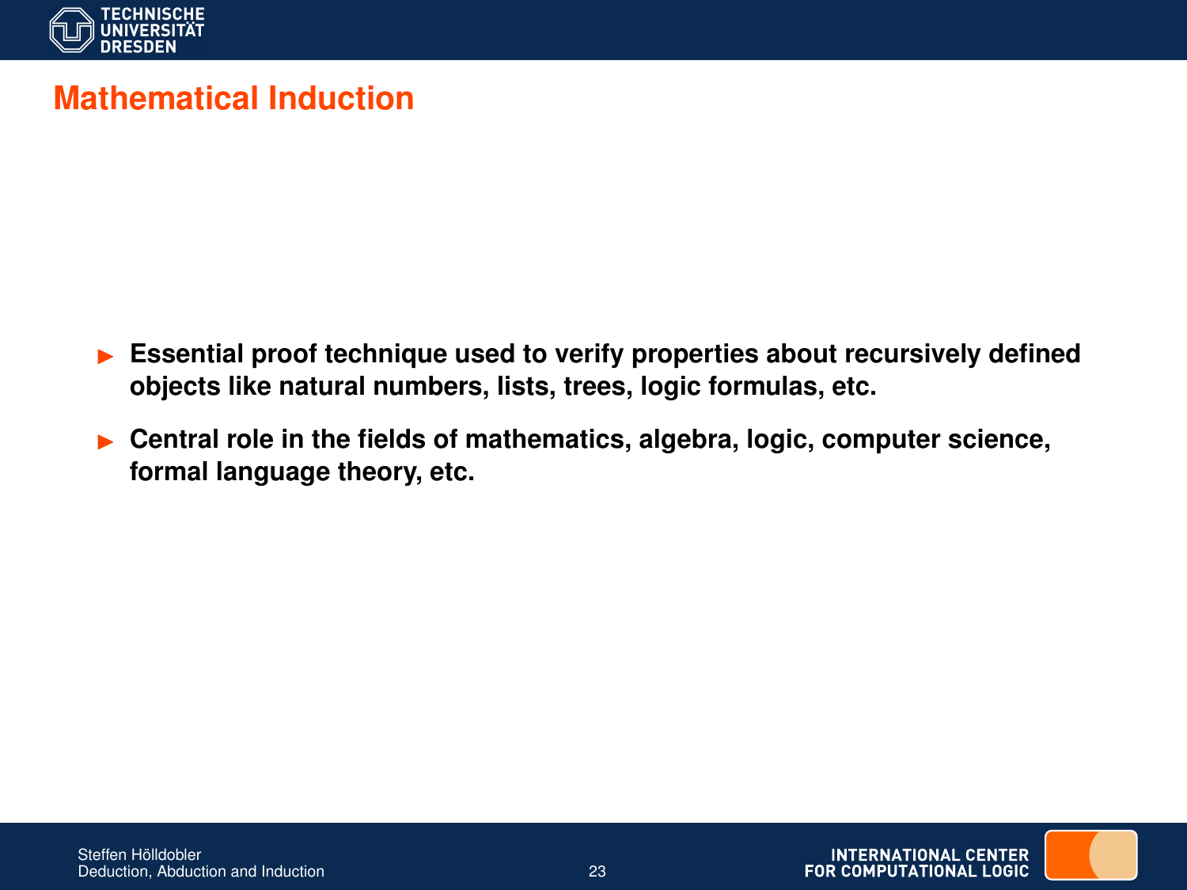# Mathematical Induction

- **Essential proof technique used to verify properties about recursively defined objects like natural numbers, lists, trees, logic formulas, etc.**
- **Central role in the fields of mathematics, algebra, logic, computer science, formal language theory, etc.**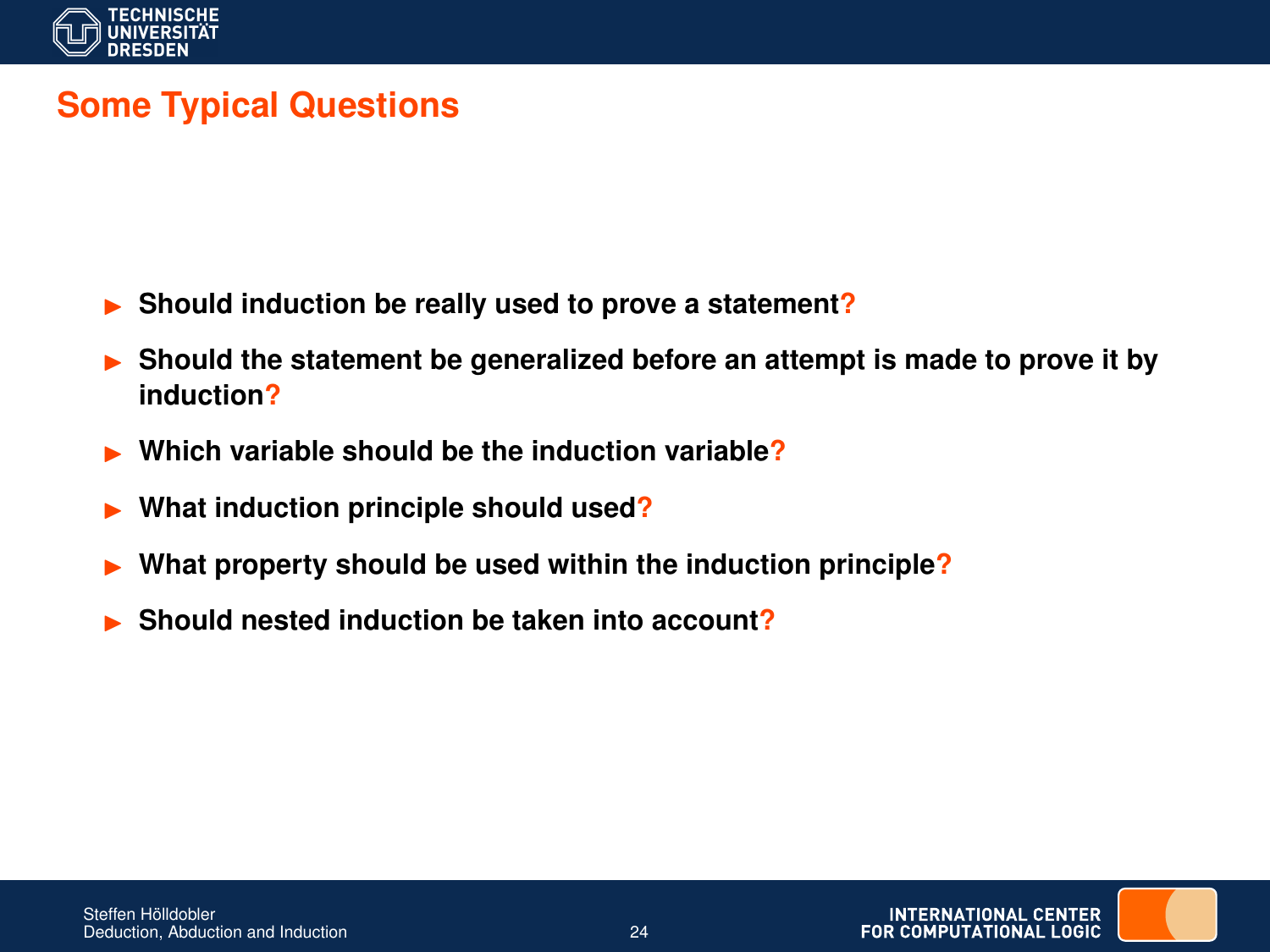## Some Typical Questions

- **Should induction be really used to prove a statement?**
- **Should the statement be generalized before an attempt is made to prove it by induction?**
- **Which variable should be the induction variable?**
- **What induction principle should used?**
- **What property should be used within the induction principle?**
- **Should nested induction be taken into account?**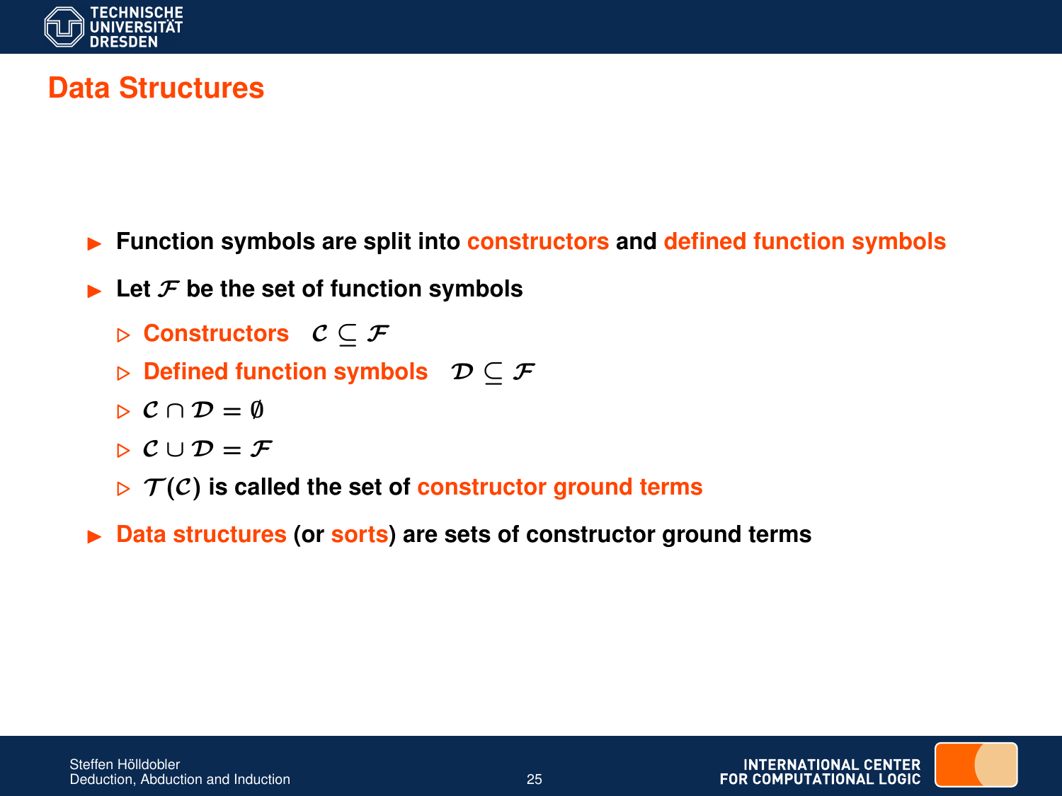# Data Structures

- Function symbols are split into **constructors** and **defined function symbols**
- Let $\mathcal{F}$ be the set of function symbols
  - **Constructors** $\mathcal{C} \subseteq \mathcal{F}$
  - **Defined function symbols** $\mathcal{D} \subseteq \mathcal{F}$
  - $\mathcal{C} \cap \mathcal{D} = \emptyset$
  - $\mathcal{C} \cup \mathcal{D} = \mathcal{F}$
  - $\mathcal{T}(\mathcal{C})$ is called the set of **constructor ground terms**
- **Data structures** (or **sorts**) are sets of constructor ground terms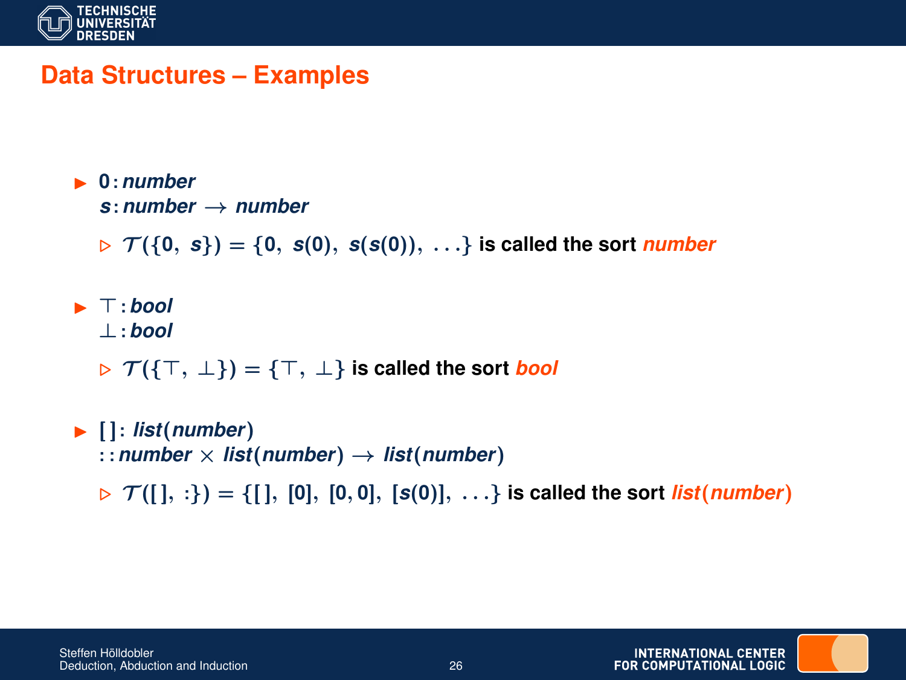# Data Structures – Examples

- $0 : \textit{number}$
  $s : \textit{number} \rightarrow \textit{number}$
  - $\mathcal{T}(\{0,\ s\}) = \{0,\ s(0),\ s(s(0)),\ \ldots\}$ is called the sort *number*

- $\top : \textit{bool}$
  $\bot : \textit{bool}$
  - $\mathcal{T}(\{\top,\ \bot\}) = \{\top,\ \bot\}$ is called the sort *bool*

- $[\,] : \textit{list}(\textit{number})$
  $: : \textit{number} \times \textit{list}(\textit{number}) \rightarrow \textit{list}(\textit{number})$
  - $\mathcal{T}([\,],\ :\}) = \{[\,],\ [0],\ [0,0],\ [s(0)],\ \ldots\}$ is called the sort *list*(*number*)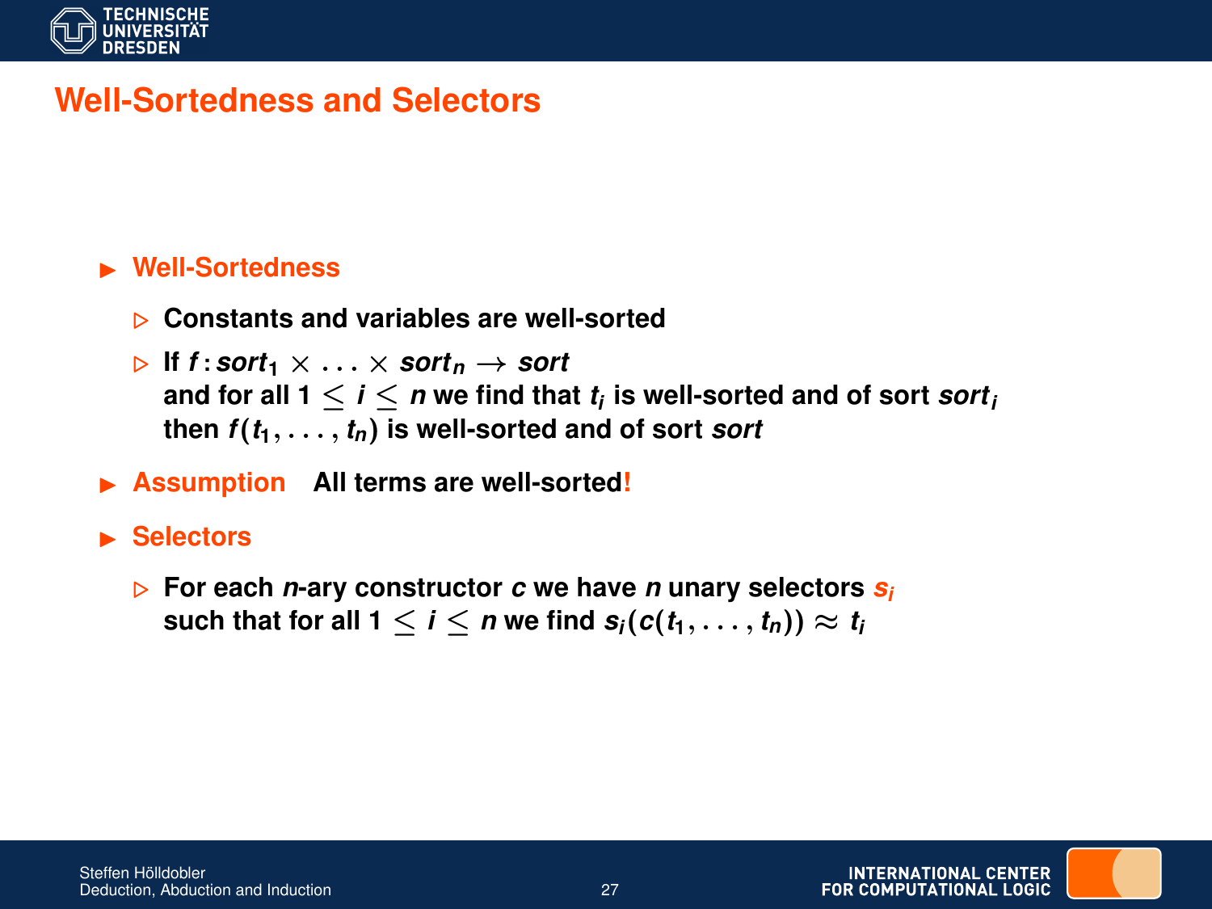# Well-Sortedness and Selectors

- **Well-Sortedness**
  - Constants and variables are well-sorted
  - If $f : sort_1 \times \ldots \times sort_n \rightarrow sort$ and for all $1 \leq i \leq n$ we find that $t_i$ is well-sorted and of sort $sort_i$ then $f(t_1, \ldots, t_n)$ is well-sorted and of sort $sort$
- **Assumption** All terms are well-sorted!
- **Selectors**
  - For each $n$-ary constructor $c$ we have $n$ unary selectors $s_i$ such that for all $1 \leq i \leq n$ we find $s_i(c(t_1, \ldots, t_n)) \approx t_i$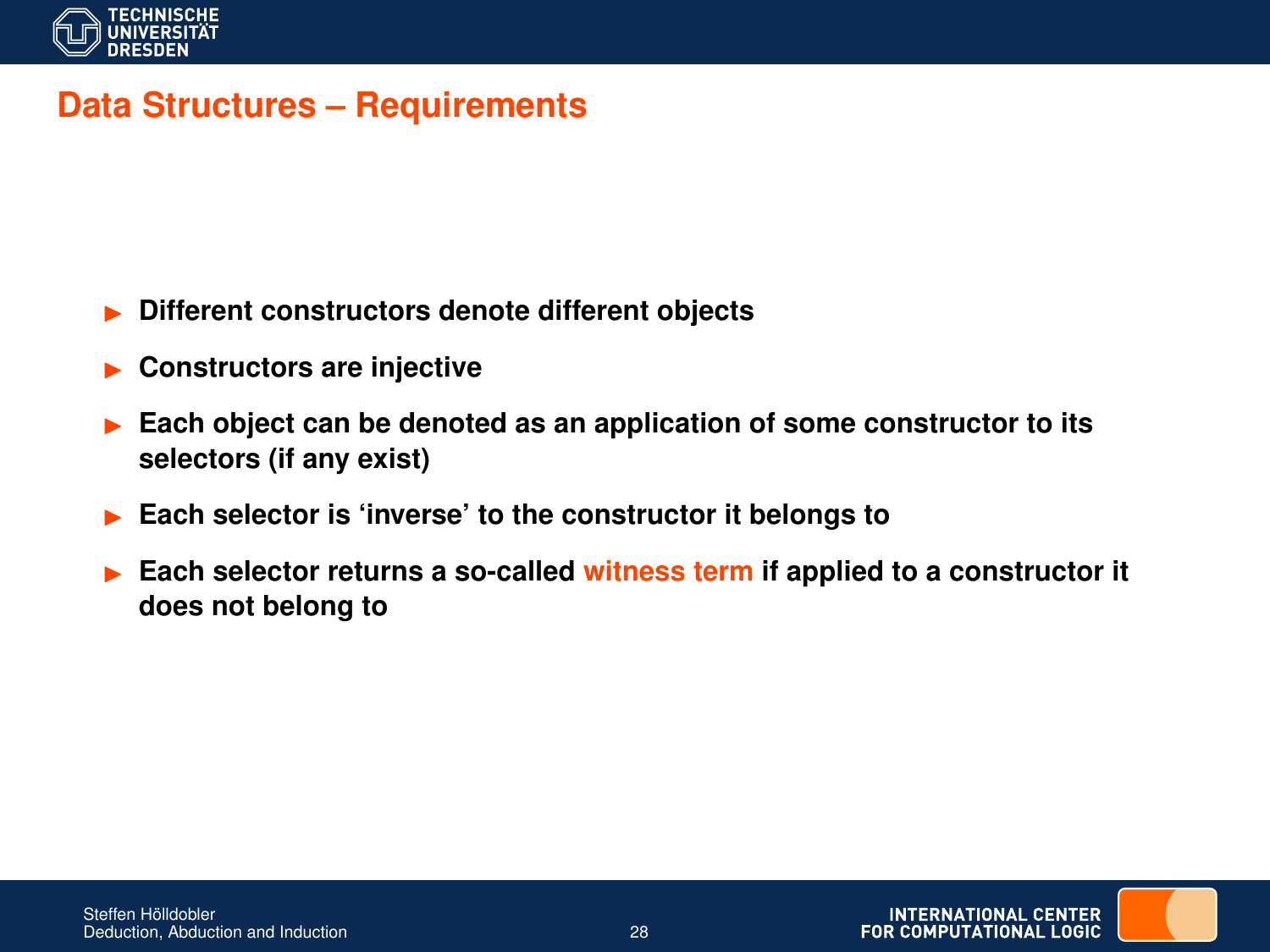## Data Structures – Requirements

- **Different constructors denote different objects**
- **Constructors are injective**
- **Each object can be denoted as an application of some constructor to its selectors (if any exist)**
- **Each selector is ‘inverse’ to the constructor it belongs to**
- **Each selector returns a so-called witness term if applied to a constructor it does not belong to**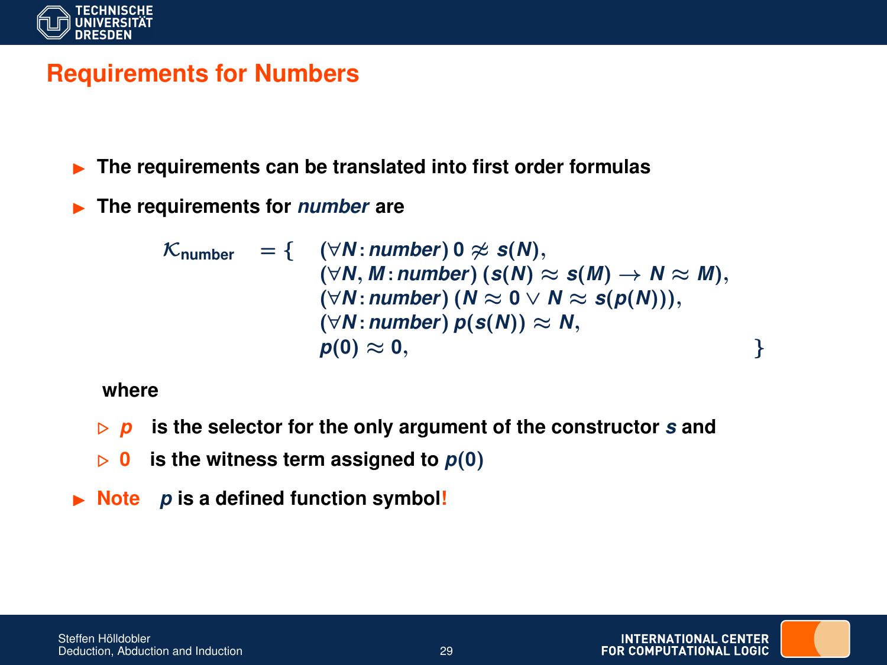## Requirements for Numbers

- The requirements can be translated into first order formulas
- The requirements for *number* are

$$
\mathcal{K}_{\text{number}} = \{ \begin{array}{l}
(\forall N : number)\, 0 \not\approx s(N), \\
(\forall N, M : number)\, (s(N) \approx s(M) \rightarrow N \approx M), \\
(\forall N : number)\, (N \approx 0 \vee N \approx s(p(N))), \\
(\forall N : number)\, p(s(N)) \approx N, \\
p(0) \approx 0,
\end{array} \}
$$

  where

  - $p$ is the selector for the only argument of the constructor $s$ and
  - $0$ is the witness term assigned to $p(0)$

- **Note** $p$ is a defined function symbol!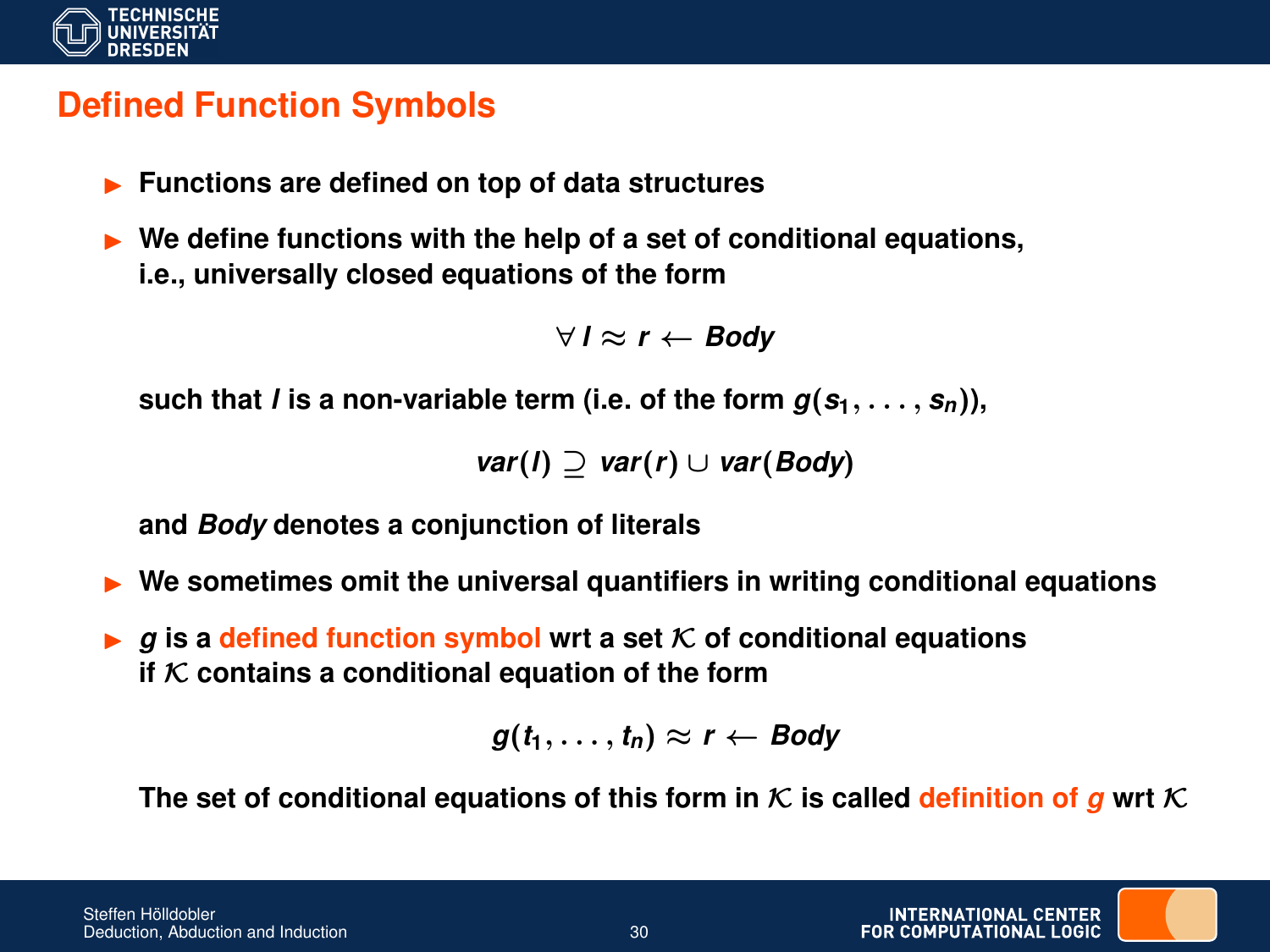# Defined Function Symbols

- Functions are defined on top of data structures
- We define functions with the help of a set of conditional equations, i.e., universally closed equations of the form

$$\forall\, l \approx r \leftarrow Body$$

  such that $l$ is a non-variable term (i.e. of the form $g(s_1, \ldots, s_n)$),

$$var(l) \supseteq var(r) \cup var(Body)$$

  and *Body* denotes a conjunction of literals

- We sometimes omit the universal quantifiers in writing conditional equations
- $g$ is a **defined function symbol** wrt a set $\mathcal{K}$ of conditional equations if $\mathcal{K}$ contains a conditional equation of the form

$$g(t_1, \ldots, t_n) \approx r \leftarrow Body$$

  The set of conditional equations of this form in $\mathcal{K}$ is called **definition of $g$** wrt $\mathcal{K}$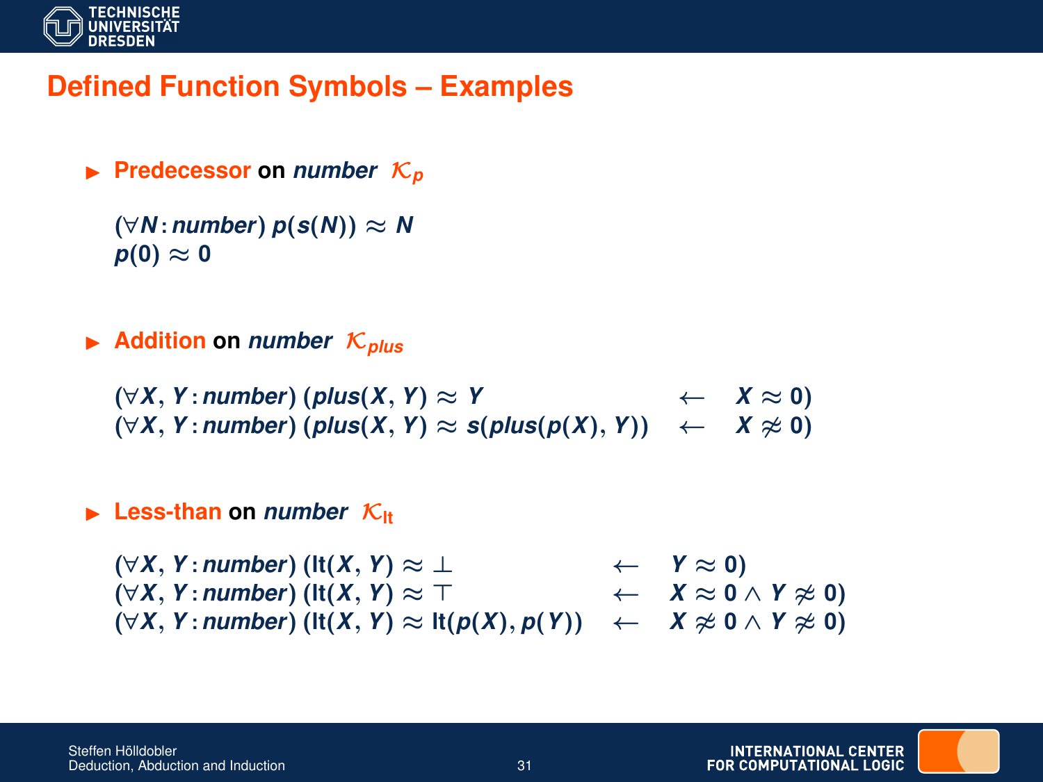# Defined Function Symbols – Examples

- **Predecessor** on *number* $\mathcal{K}_p$

$$
\begin{array}{l}
(\forall N : number)\ p(s(N)) \approx N \\
p(0) \approx 0
\end{array}
$$

- **Addition** on *number* $\mathcal{K}_{plus}$

$$
\begin{array}{lll}
(\forall X, Y : number)\ (plus(X, Y) \approx Y & \leftarrow & X \approx 0) \\
(\forall X, Y : number)\ (plus(X, Y) \approx s(plus(p(X), Y)) & \leftarrow & X \not\approx 0)
\end{array}
$$

- **Less-than** on *number* $\mathcal{K}_{\mathrm{lt}}$

$$
\begin{array}{lll}
(\forall X, Y : number)\ (\mathrm{lt}(X, Y) \approx \bot & \leftarrow & Y \approx 0) \\
(\forall X, Y : number)\ (\mathrm{lt}(X, Y) \approx \top & \leftarrow & X \approx 0 \wedge Y \not\approx 0) \\
(\forall X, Y : number)\ (\mathrm{lt}(X, Y) \approx \mathrm{lt}(p(X), p(Y)) & \leftarrow & X \not\approx 0 \wedge Y \not\approx 0)
\end{array}
$$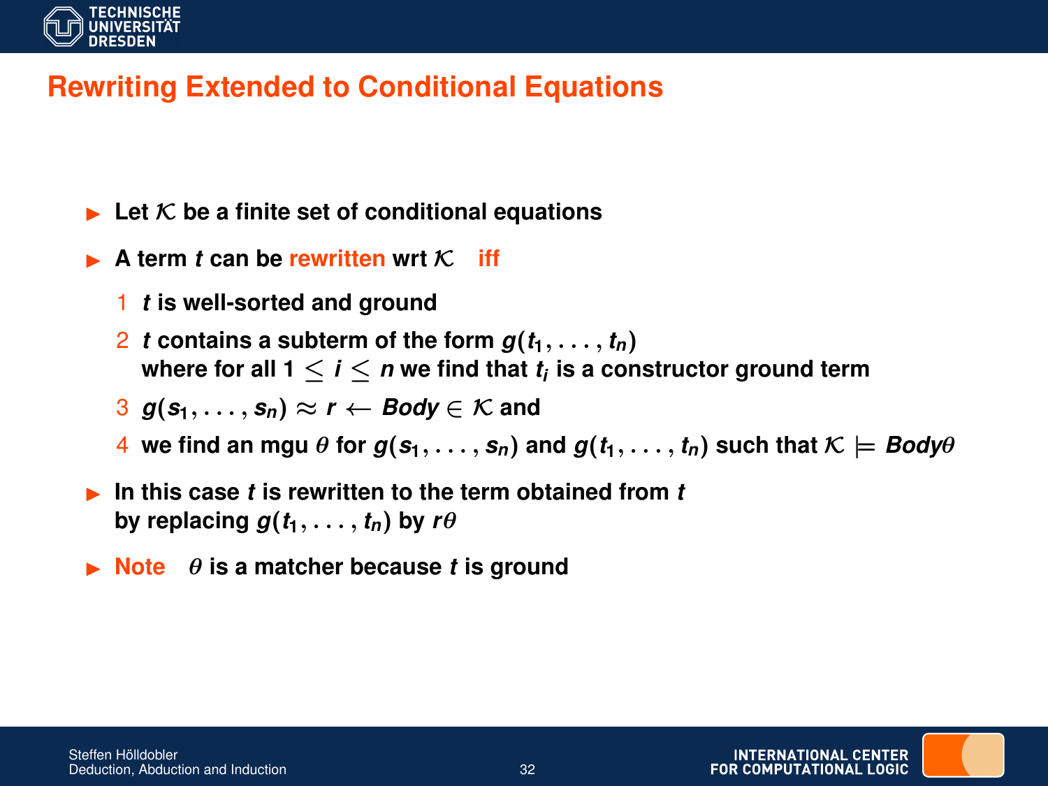# Rewriting Extended to Conditional Equations

- Let $\mathcal{K}$ be a finite set of conditional equations
- A term $t$ can be **rewritten** wrt $\mathcal{K}$ **iff**
  1. $t$ is well-sorted and ground
  2. $t$ contains a subterm of the form $g(t_1, \ldots, t_n)$ where for all $1 \leq i \leq n$ we find that $t_i$ is a constructor ground term
  3. $g(s_1, \ldots, s_n) \approx r \leftarrow Body \in \mathcal{K}$ and
  4. we find an mgu $\theta$ for $g(s_1, \ldots, s_n)$ and $g(t_1, \ldots, t_n)$ such that $\mathcal{K} \models Body\theta$
- In this case $t$ is rewritten to the term obtained from $t$ by replacing $g(t_1, \ldots, t_n)$ by $r\theta$
- **Note** $\theta$ is a matcher because $t$ is ground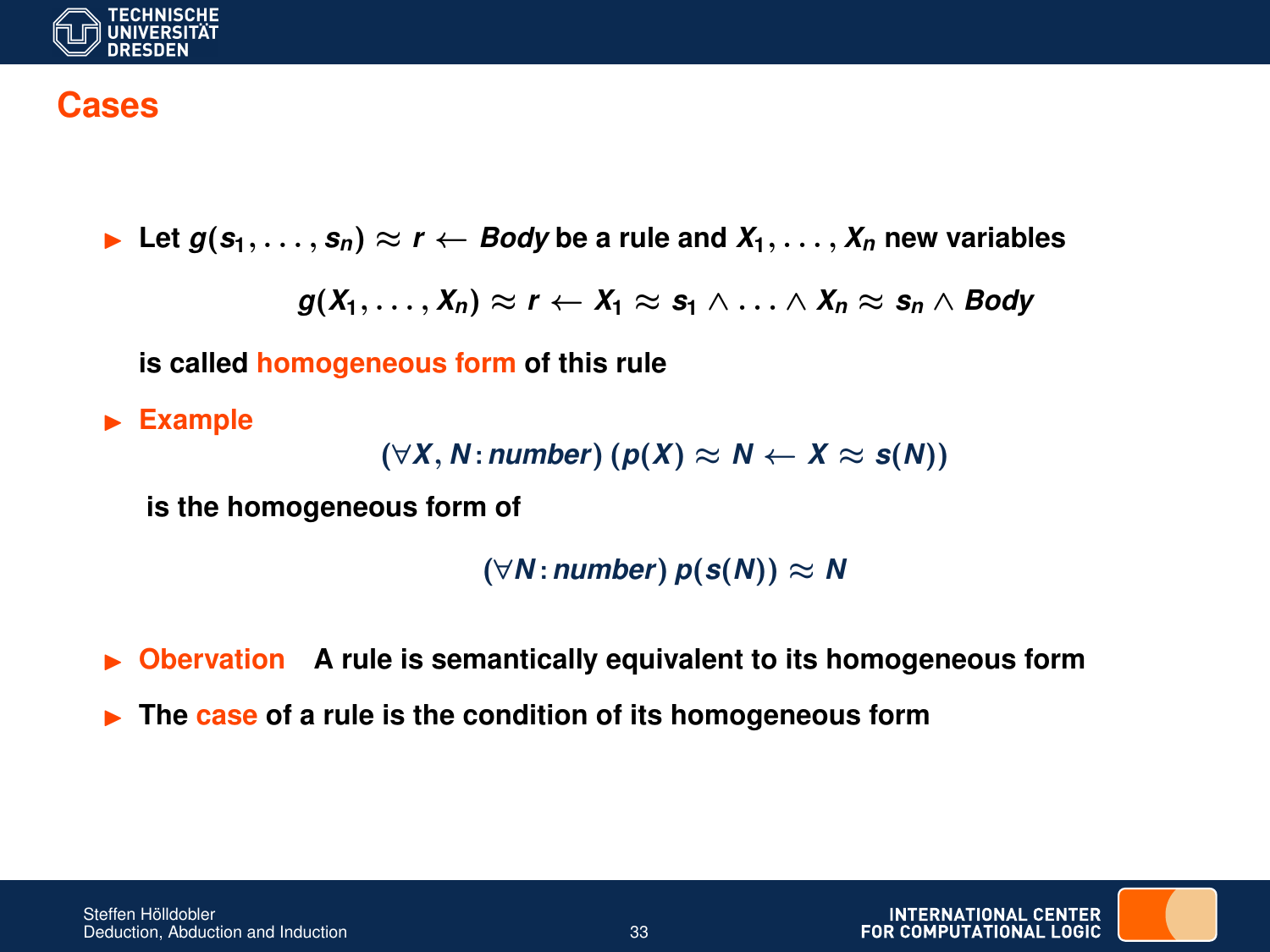# Cases

- Let $g(s_1, \ldots, s_n) \approx r \leftarrow Body$ be a rule and $X_1, \ldots, X_n$ new variables

$$g(X_1, \ldots, X_n) \approx r \leftarrow X_1 \approx s_1 \wedge \ldots \wedge X_n \approx s_n \wedge Body$$

  is called homogeneous form of this rule

- Example

$$(\forall X, N : number)\,(p(X) \approx N \leftarrow X \approx s(N))$$

  is the homogeneous form of

$$(\forall N : number)\; p(s(N)) \approx N$$

- Obervation   A rule is semantically equivalent to its homogeneous form
- The case of a rule is the condition of its homogeneous form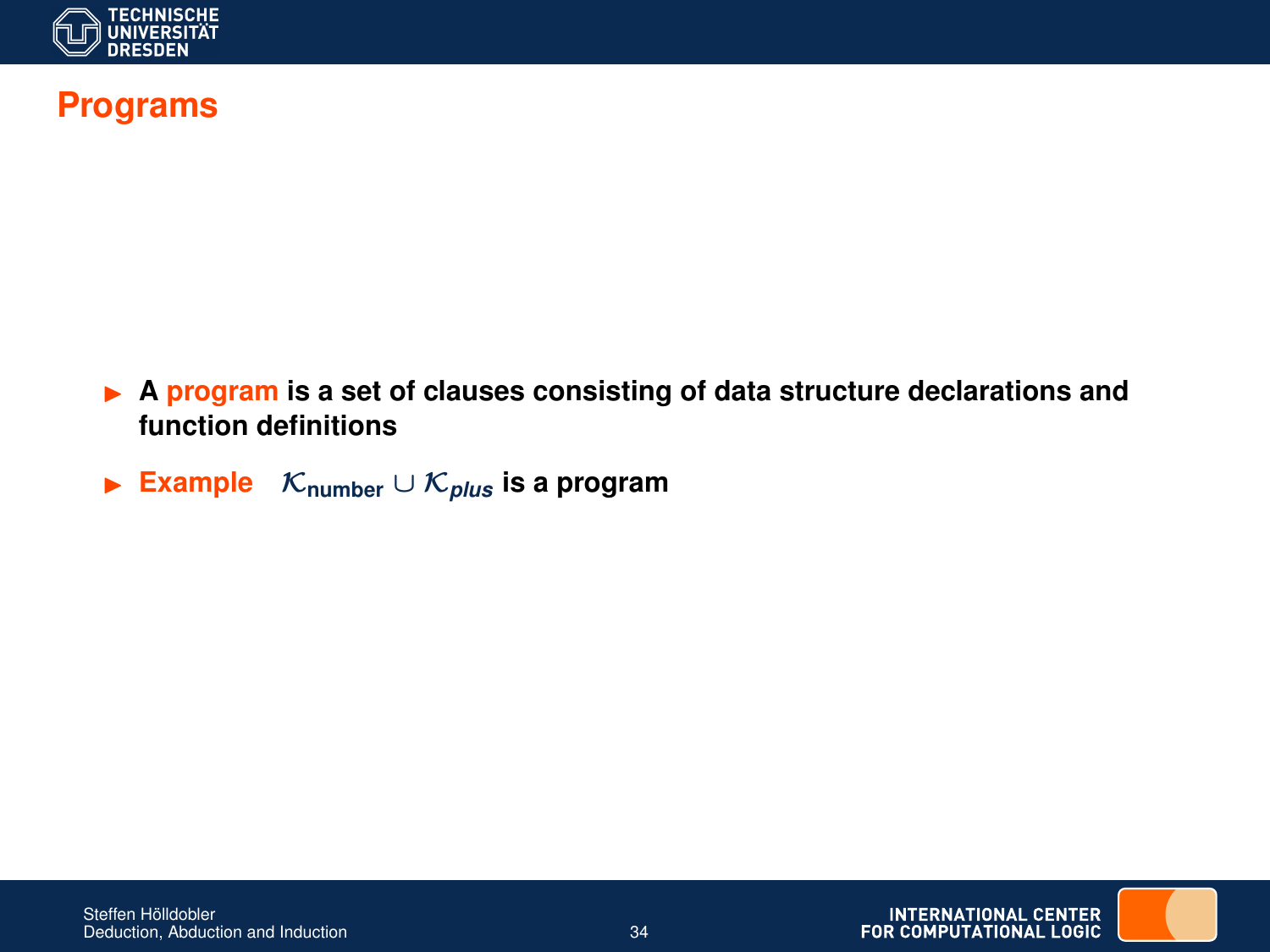# Programs

- **A program is a set of clauses consisting of data structure declarations and function definitions**
- **Example** $\mathcal{K}_{\text{number}} \cup \mathcal{K}_{\textit{plus}}$ **is a program**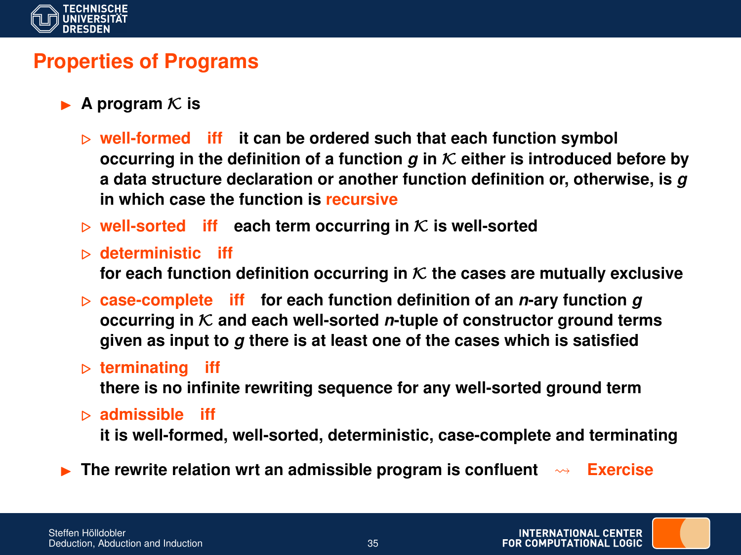# Properties of Programs

- A program $\mathcal{K}$ is
  - **well-formed** iff it can be ordered such that each function symbol occurring in the definition of a function $g$ in $\mathcal{K}$ either is introduced before by a data structure declaration or another function definition or, otherwise, is $g$ in which case the function is **recursive**
  - **well-sorted** iff each term occurring in $\mathcal{K}$ is well-sorted
  - **deterministic** iff
    for each function definition occurring in $\mathcal{K}$ the cases are mutually exclusive
  - **case-complete** iff for each function definition of an $n$-ary function $g$ occurring in $\mathcal{K}$ and each well-sorted $n$-tuple of constructor ground terms given as input to $g$ there is at least one of the cases which is satisfied
  - **terminating** iff
    there is no infinite rewriting sequence for any well-sorted ground term
  - **admissible** iff
    it is well-formed, well-sorted, deterministic, case-complete and terminating
- The rewrite relation wrt an admissible program is confluent $\leadsto$ **Exercise**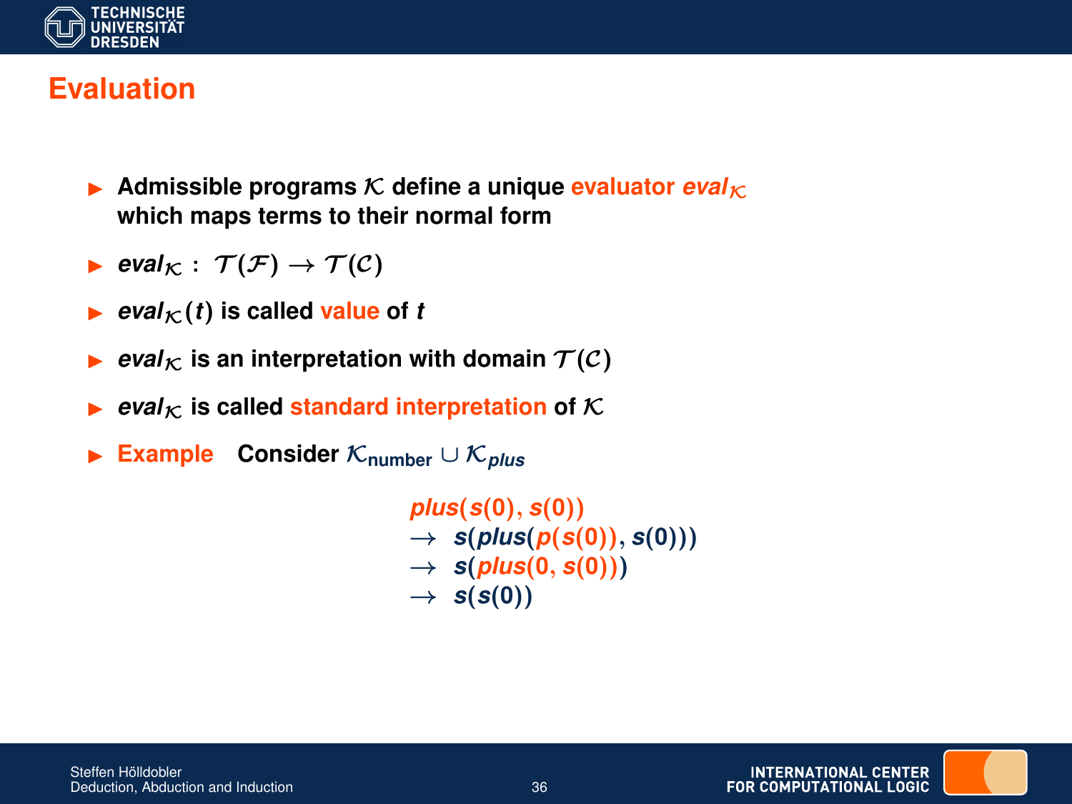# Evaluation

- Admissible programs $\mathcal{K}$ define a unique evaluator $eval_{\mathcal{K}}$ which maps terms to their normal form
- $eval_{\mathcal{K}} : \mathcal{T}(\mathcal{F}) \to \mathcal{T}(\mathcal{C})$
- $eval_{\mathcal{K}}(t)$ is called value of $t$
- $eval_{\mathcal{K}}$ is an interpretation with domain $\mathcal{T}(\mathcal{C})$
- $eval_{\mathcal{K}}$ is called standard interpretation of $\mathcal{K}$
- Example  Consider $\mathcal{K}_{\text{number}} \cup \mathcal{K}_{plus}$

$$
\begin{array}{l}
plus(s(0), s(0)) \\
\to \; s(plus(p(s(0)), s(0))) \\
\to \; s(plus(0, s(0))) \\
\to \; s(s(0))
\end{array}
$$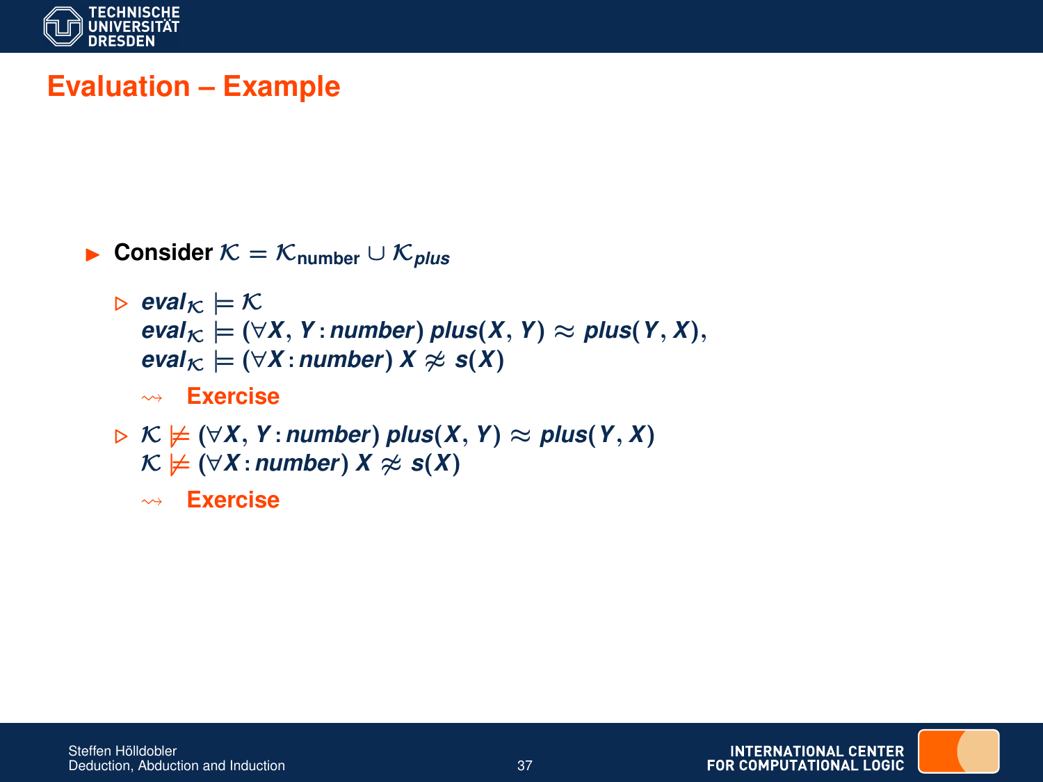## Evaluation – Example

- **Consider** $\mathcal{K} = \mathcal{K}_{\text{number}} \cup \mathcal{K}_{plus}$
  - $eval_{\mathcal{K}} \models \mathcal{K}$
    $eval_{\mathcal{K}} \models (\forall X, Y : number)\ plus(X, Y) \approx plus(Y, X)$,
    $eval_{\mathcal{K}} \models (\forall X : number)\ X \not\approx s(X)$
    - $\rightsquigarrow$ **Exercise**
  - $\mathcal{K} \not\models (\forall X, Y : number)\ plus(X, Y) \approx plus(Y, X)$
    $\mathcal{K} \not\models (\forall X : number)\ X \not\approx s(X)$
    - $\rightsquigarrow$ **Exercise**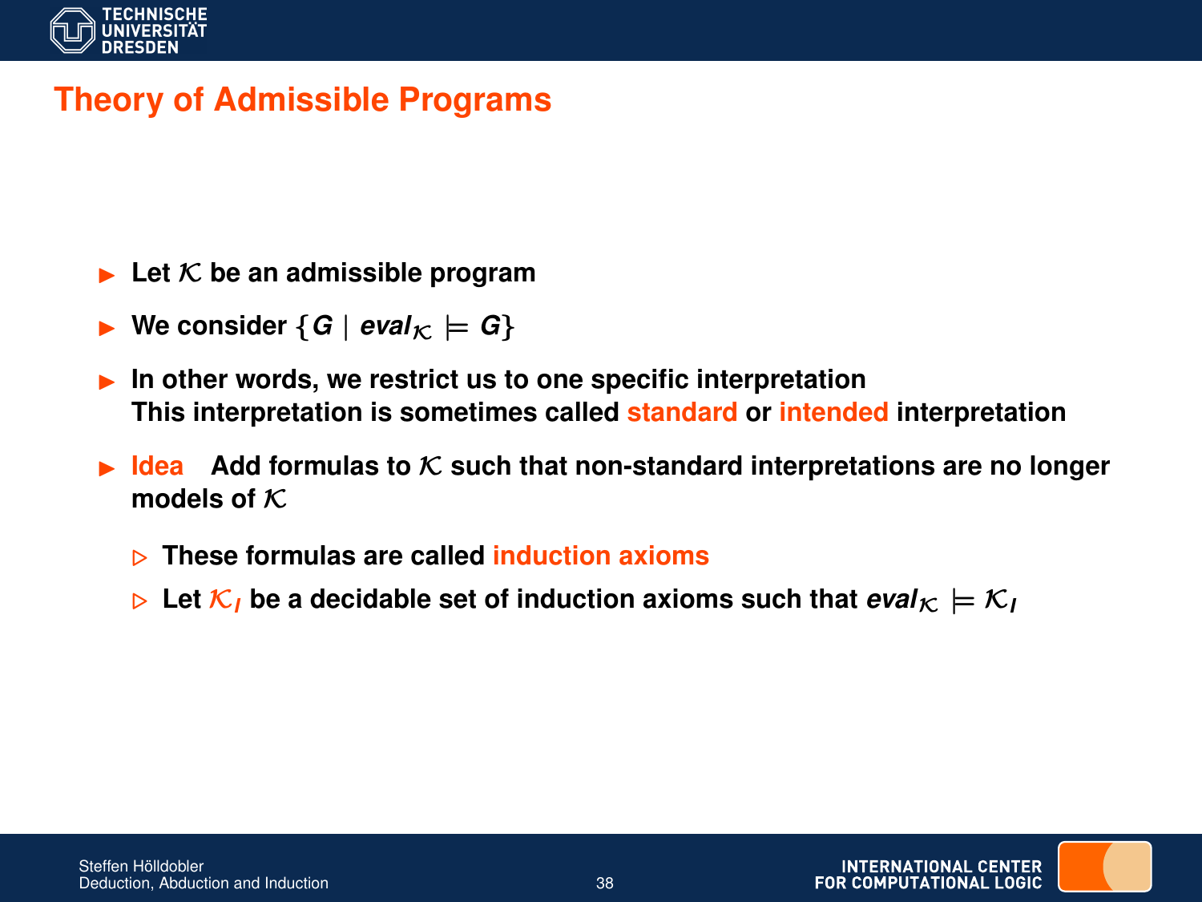# Theory of Admissible Programs

- Let $\mathcal{K}$ be an admissible program
- We consider $\{G \mid eval_{\mathcal{K}} \models G\}$
- In other words, we restrict us to one specific interpretation
  This interpretation is sometimes called standard or intended interpretation
- Idea Add formulas to $\mathcal{K}$ such that non-standard interpretations are no longer models of $\mathcal{K}$
  - These formulas are called induction axioms
  - Let $\mathcal{K}_I$ be a decidable set of induction axioms such that $eval_{\mathcal{K}} \models \mathcal{K}_I$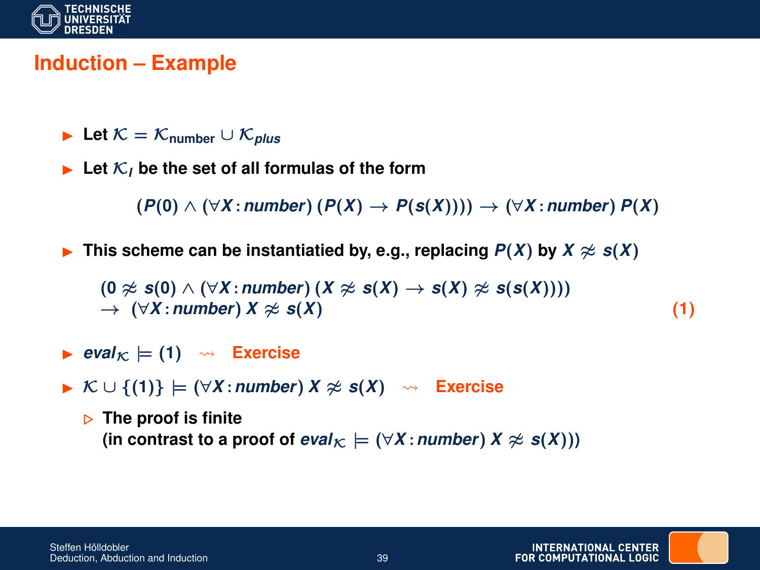# Induction – Example

- Let $\mathcal{K} = \mathcal{K}_{\text{number}} \cup \mathcal{K}_{plus}$
- Let $\mathcal{K}_I$ be the set of all formulas of the form

$$(P(0) \wedge (\forall X : number)\,(P(X) \rightarrow P(s(X)))) \rightarrow (\forall X : number)\, P(X)$$

- This scheme can be instantiatied by, e.g., replacing $P(X)$ by $X \not\approx s(X)$

$$\begin{array}{l}(0 \not\approx s(0) \wedge (\forall X : number)\,(X \not\approx s(X) \rightarrow s(X) \not\approx s(s(X)))) \\ \rightarrow\ (\forall X : number)\; X \not\approx s(X)\end{array} \qquad (1)$$

- $eval_{\mathcal{K}} \models (1) \quad \rightsquigarrow \quad$ Exercise
- $\mathcal{K} \cup \{(1)\} \models (\forall X : number)\; X \not\approx s(X) \quad \rightsquigarrow \quad$ Exercise
  - The proof is finite
    (in contrast to a proof of $eval_{\mathcal{K}} \models (\forall X : number)\; X \not\approx s(X)$)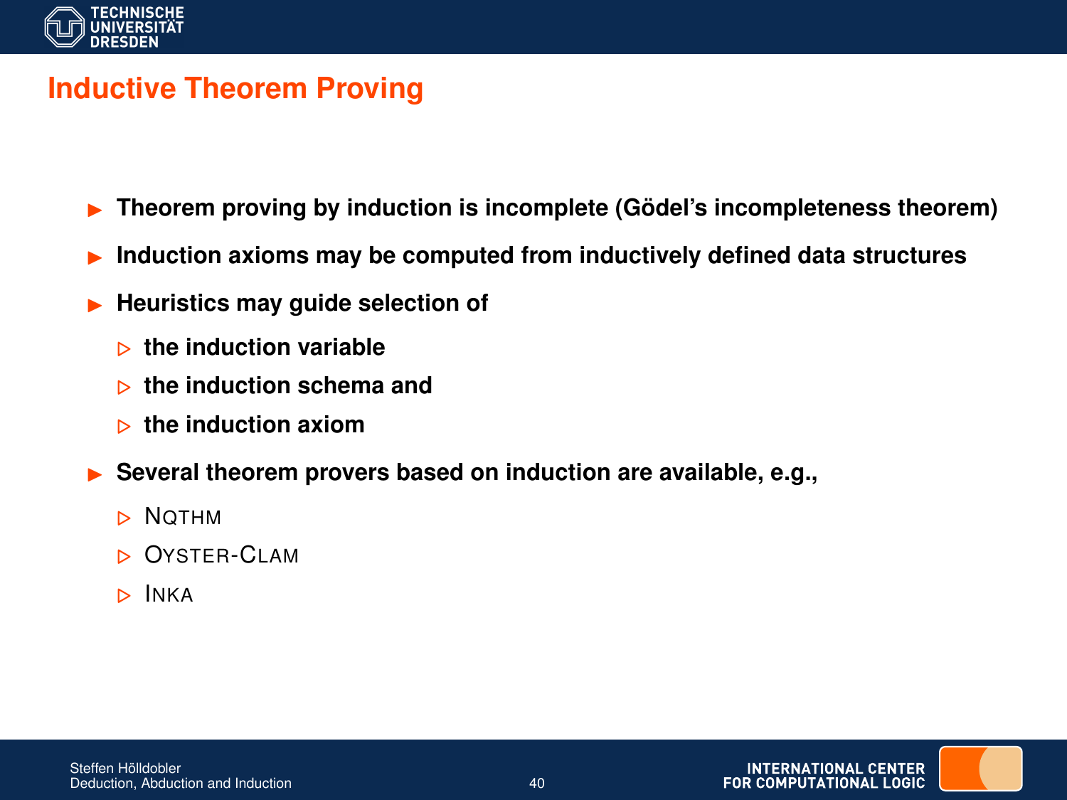# Inductive Theorem Proving

- **Theorem proving by induction is incomplete (Gödel's incompleteness theorem)**
- **Induction axioms may be computed from inductively defined data structures**
- **Heuristics may guide selection of**
  - **the induction variable**
  - **the induction schema and**
  - **the induction axiom**
- **Several theorem provers based on induction are available, e.g.,**
  - NQTHM
  - OYSTER-CLAM
  - INKA